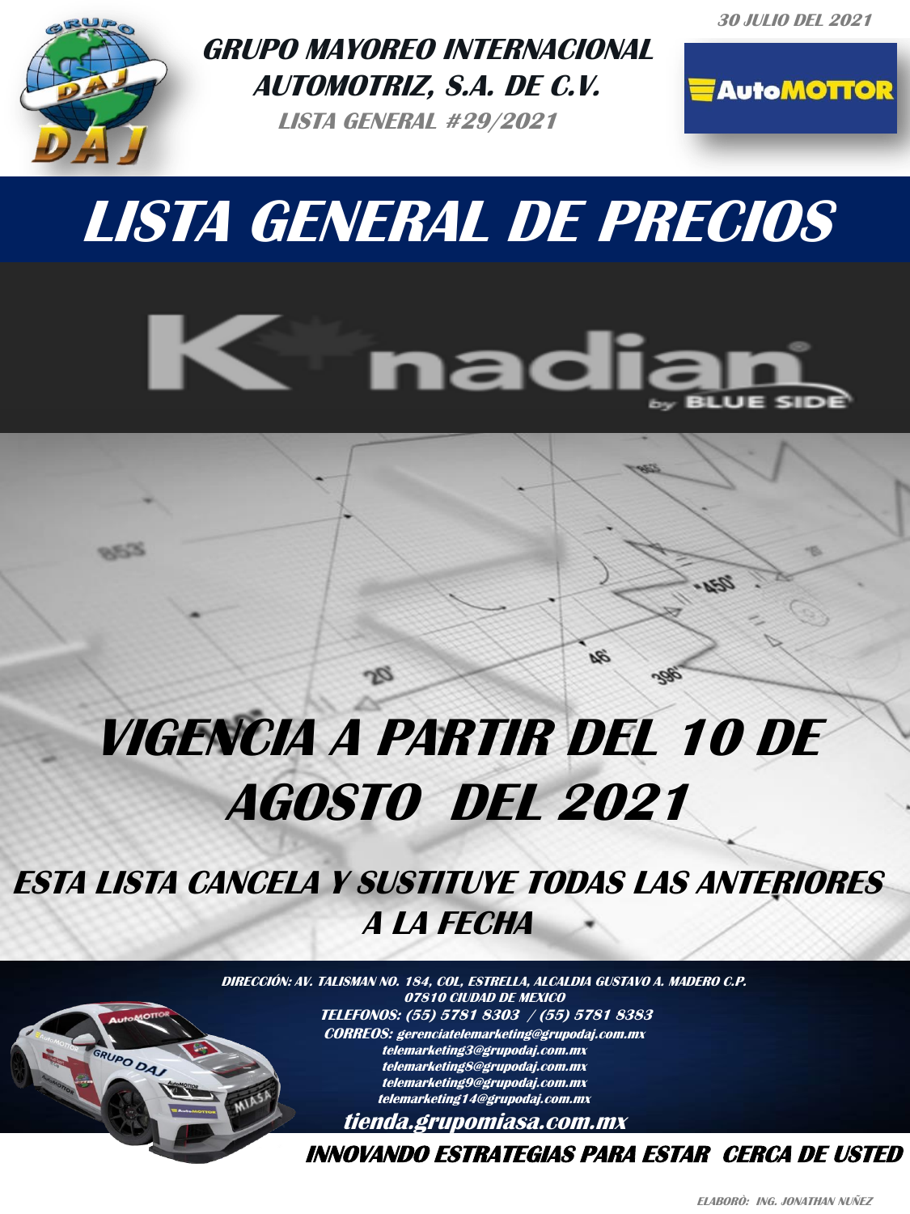**30 JULIO DEL 2021**

# GRUPO MAYOREO INTERNACIONAL AUTOMOTRIZ, S.A. DE C.V.

*LISTA GENERAL #29/2021*

AutoMOTTOR

# LISTA GENERAL DE PRECIOS

K nadian by BLUE SIDE

## VIGENCIA A PARTIR DEL 10 DE AGOSTO DEL 2021

### ESTA LISTA CANCELA Y SUSTITUYE TODAS LAS ANTERIORES A LA FECHA

DIRECCIÓN: AV. TALISMAN NO. 184, COL, ESTRELLA, ALCALDIA GUSTAVO A. MADERO C.P. 07810 CIUDAD DE MEXICO

TELEFONOS: (55) 5781 8303 / (55) 5781 8383

CORREOS: gerenciatelemarketing@grupodaj.com.mx
telemarketing3@grupodaj.com.mx
telemarketing8@grupodaj.com.mx
telemarketing9@grupodaj.com.mx
telemarketing14@grupodaj.com.mx

tienda.grupomiasa.com.mx

**INNOVANDO ESTRATEGIAS PARA ESTAR CERCA DE USTED**

ELABORÓ: ING. JONATHAN NUÑEZ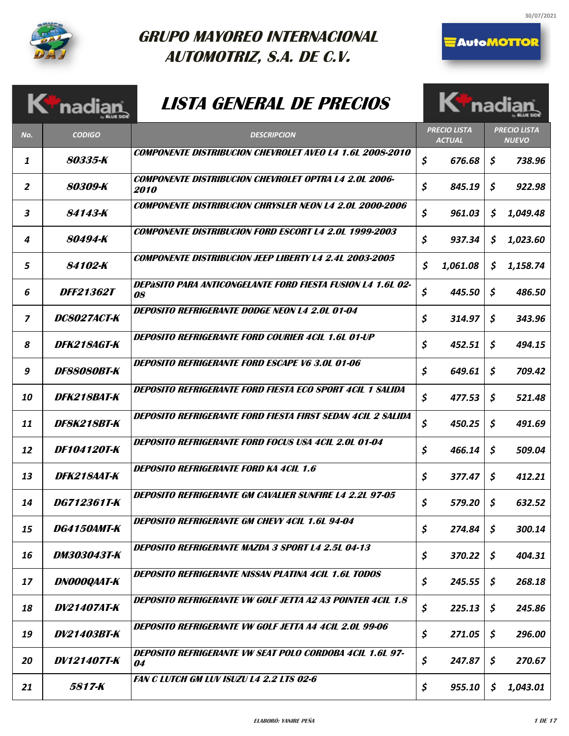# GRUPO MAYOREO INTERNACIONAL AUTOMOTRIZ, S.A. DE C.V.

## LISTA GENERAL DE PRECIOS

| No. | CODIGO | DESCRIPCION | PRECIO LISTA ACTUAL | PRECIO LISTA NUEVO |
|---|---|---|---|---|
| 1 | 80335-K | COMPONENTE DISTRIBUCION CHEVROLET AVEO L4 1.6L 2008-2010 | $ 676.68 | $ 738.96 |
| 2 | 80309-K | COMPONENTE DISTRIBUCION CHEVROLET OPTRA L4 2.0L 2006-2010 | $ 845.19 | $ 922.98 |
| 3 | 84143-K | COMPONENTE DISTRIBUCION CHRYSLER NEON L4 2.0L 2000-2006 | $ 961.03 | $ 1,049.48 |
| 4 | 80494-K | COMPONENTE DISTRIBUCION FORD ESCORT L4 2.0L 1999-2003 | $ 937.34 | $ 1,023.60 |
| 5 | 84102-K | COMPONENTE DISTRIBUCION JEEP LIBERTY L4 2.4L 2003-2005 | $ 1,061.08 | $ 1,158.74 |
| 6 | DFF21362T | DEPàSITO PARA ANTICONGELANTE FORD FIESTA FUSION L4 1.6L 02-08 | $ 445.50 | $ 486.50 |
| 7 | DC8027ACT-K | DEPOSITO REFRIGERANTE DODGE NEON L4 2.0L 01-04 | $ 314.97 | $ 343.96 |
| 8 | DFK218AGT-K | DEPOSITO REFRIGERANTE FORD COURIER 4CIL 1.6L 01-UP | $ 452.51 | $ 494.15 |
| 9 | DF88080BT-K | DEPOSITO REFRIGERANTE FORD ESCAPE V6 3.0L 01-06 | $ 649.61 | $ 709.42 |
| 10 | DFK218BAT-K | DEPOSITO REFRIGERANTE FORD FIESTA ECO SPORT 4CIL 1 SALIDA | $ 477.53 | $ 521.48 |
| 11 | DF8K218BT-K | DEPOSITO REFRIGERANTE FORD FIESTA FIRST SEDAN 4CIL 2 SALIDA | $ 450.25 | $ 491.69 |
| 12 | DF104120T-K | DEPOSITO REFRIGERANTE FORD FOCUS USA 4CIL 2.0L 01-04 | $ 466.14 | $ 509.04 |
| 13 | DFK218AAT-K | DEPOSITO REFRIGERANTE FORD KA 4CIL 1.6 | $ 377.47 | $ 412.21 |
| 14 | DG712361T-K | DEPOSITO REFRIGERANTE GM CAVALIER SUNFIRE L4 2.2L 97-05 | $ 579.20 | $ 632.52 |
| 15 | DG4150AMT-K | DEPOSITO REFRIGERANTE GM CHEVY 4CIL 1.6L 94-04 | $ 274.84 | $ 300.14 |
| 16 | DM303043T-K | DEPOSITO REFRIGERANTE MAZDA 3 SPORT L4 2.5L 04-13 | $ 370.22 | $ 404.31 |
| 17 | DN000QAAT-K | DEPOSITO REFRIGERANTE NISSAN PLATINA 4CIL 1.6L TODOS | $ 245.55 | $ 268.18 |
| 18 | DV21407AT-K | DEPOSITO REFRIGERANTE VW GOLF JETTA A2 A3 POINTER 4CIL 1.8 | $ 225.13 | $ 245.86 |
| 19 | DV21403BT-K | DEPOSITO REFRIGERANTE VW GOLF JETTA A4 4CIL 2.0L 99-06 | $ 271.05 | $ 296.00 |
| 20 | DV121407T-K | DEPOSITO REFRIGERANTE VW SEAT POLO CORDOBA 4CIL 1.6L 97-04 | $ 247.87 | $ 270.67 |
| 21 | 5817-K | FAN C LUTCH GM LUV ISUZU L4 2.2 LTS 02-6 | $ 955.10 | $ 1,043.01 |

ELABORÓ: YANIRE PEÑA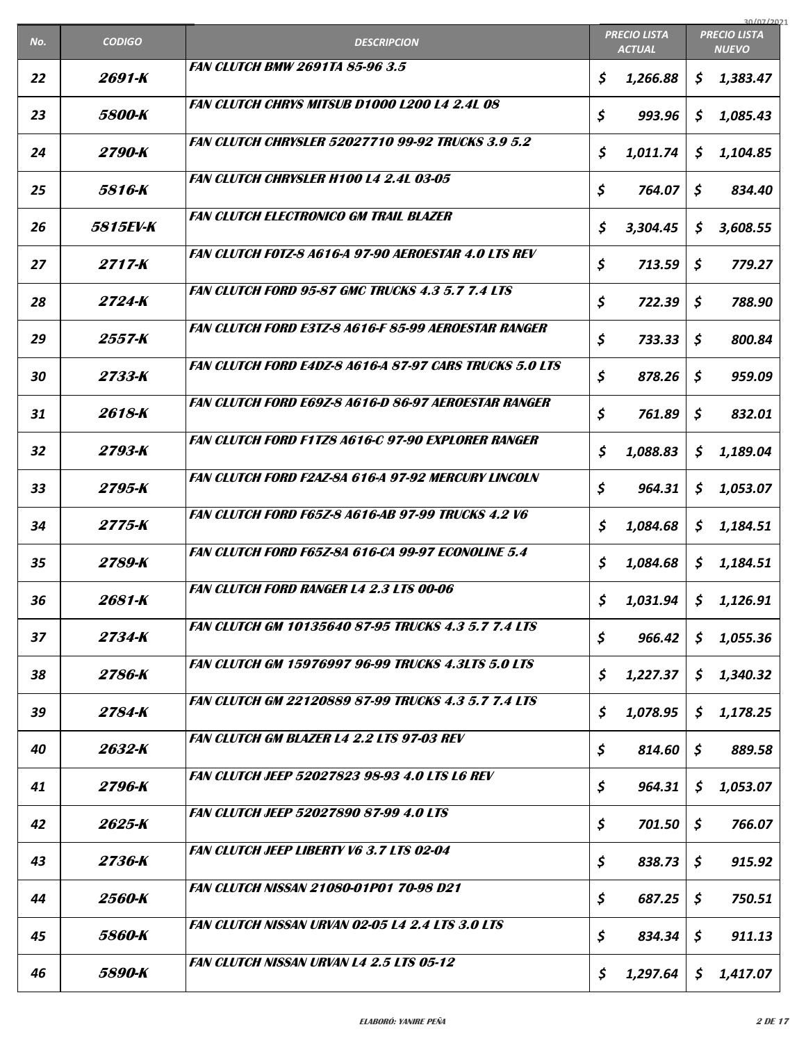| No. | CODIGO | DESCRIPCION | PRECIO LISTA ACTUAL | PRECIO LISTA NUEVO |
|---|---|---|---|---|
| 22 | 2691-K | FAN CLUTCH BMW 2691TA 85-96 3.5 | $ 1,266.88 | $ 1,383.47 |
| 23 | 5800-K | FAN CLUTCH CHRYS MITSUB D1000 L200 L4 2.4L 08 | $ 993.96 | $ 1,085.43 |
| 24 | 2790-K | FAN CLUTCH CHRYSLER 52027710 99-92 TRUCKS 3.9 5.2 | $ 1,011.74 | $ 1,104.85 |
| 25 | 5816-K | FAN CLUTCH CHRYSLER H100 L4 2.4L 03-05 | $ 764.07 | $ 834.40 |
| 26 | 5815EV-K | FAN CLUTCH ELECTRONICO GM TRAIL BLAZER | $ 3,304.45 | $ 3,608.55 |
| 27 | 2717-K | FAN CLUTCH F0TZ-8 A616-A 97-90 AEROESTAR 4.0 LTS REV | $ 713.59 | $ 779.27 |
| 28 | 2724-K | FAN CLUTCH FORD 95-87 GMC TRUCKS 4.3 5.7 7.4 LTS | $ 722.39 | $ 788.90 |
| 29 | 2557-K | FAN CLUTCH FORD E3TZ-8 A616-F 85-99 AEROESTAR RANGER | $ 733.33 | $ 800.84 |
| 30 | 2733-K | FAN CLUTCH FORD E4DZ-8 A616-A 87-97 CARS TRUCKS 5.0 LTS | $ 878.26 | $ 959.09 |
| 31 | 2618-K | FAN CLUTCH FORD E69Z-8 A616-D 86-97 AEROESTAR RANGER | $ 761.89 | $ 832.01 |
| 32 | 2793-K | FAN CLUTCH FORD F1TZ8 A616-C 97-90 EXPLORER RANGER | $ 1,088.83 | $ 1,189.04 |
| 33 | 2795-K | FAN CLUTCH FORD F2AZ-8A 616-A 97-92 MERCURY LINCOLN | $ 964.31 | $ 1,053.07 |
| 34 | 2775-K | FAN CLUTCH FORD F65Z-8 A616-AB 97-99 TRUCKS 4.2 V6 | $ 1,084.68 | $ 1,184.51 |
| 35 | 2789-K | FAN CLUTCH FORD F65Z-8A 616-CA 99-97 ECONOLINE 5.4 | $ 1,084.68 | $ 1,184.51 |
| 36 | 2681-K | FAN CLUTCH FORD RANGER L4 2.3 LTS 00-06 | $ 1,031.94 | $ 1,126.91 |
| 37 | 2734-K | FAN CLUTCH GM 10135640 87-95 TRUCKS 4.3 5.7 7.4 LTS | $ 966.42 | $ 1,055.36 |
| 38 | 2786-K | FAN CLUTCH GM 15976997 96-99 TRUCKS 4.3LTS 5.0 LTS | $ 1,227.37 | $ 1,340.32 |
| 39 | 2784-K | FAN CLUTCH GM 22120889 87-99 TRUCKS 4.3 5.7 7.4 LTS | $ 1,078.95 | $ 1,178.25 |
| 40 | 2632-K | FAN CLUTCH GM BLAZER L4 2.2 LTS 97-03 REV | $ 814.60 | $ 889.58 |
| 41 | 2796-K | FAN CLUTCH JEEP 52027823 98-93 4.0 LTS L6 REV | $ 964.31 | $ 1,053.07 |
| 42 | 2625-K | FAN CLUTCH JEEP 52027890 87-99 4.0 LTS | $ 701.50 | $ 766.07 |
| 43 | 2736-K | FAN CLUTCH JEEP LIBERTY V6 3.7 LTS 02-04 | $ 838.73 | $ 915.92 |
| 44 | 2560-K | FAN CLUTCH NISSAN 21080-01P01 70-98 D21 | $ 687.25 | $ 750.51 |
| 45 | 5860-K | FAN CLUTCH NISSAN URVAN 02-05 L4 2.4 LTS 3.0 LTS | $ 834.34 | $ 911.13 |
| 46 | 5890-K | FAN CLUTCH NISSAN URVAN L4 2.5 LTS 05-12 | $ 1,297.64 | $ 1,417.07 |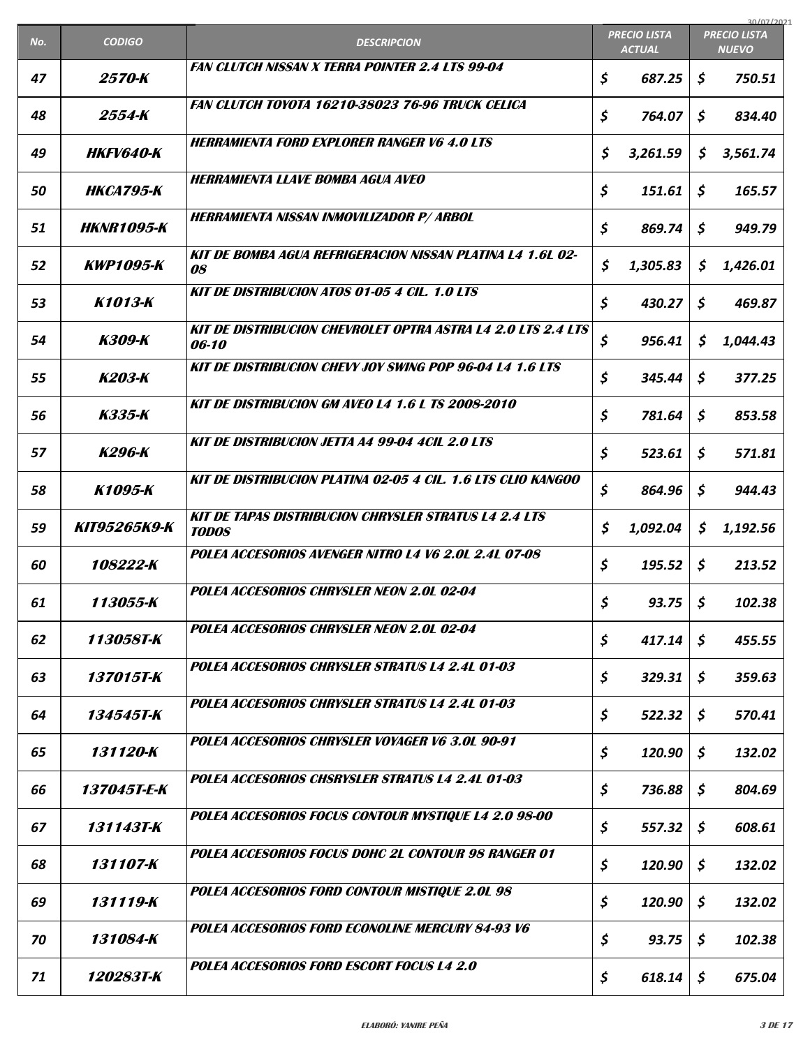| No. | CODIGO | DESCRIPCION | PRECIO LISTA ACTUAL | PRECIO LISTA NUEVO |
|---|---|---|---|---|
| 47 | 2570-K | FAN CLUTCH NISSAN X TERRA POINTER 2.4 LTS 99-04 | $ 687.25 | $ 750.51 |
| 48 | 2554-K | FAN CLUTCH TOYOTA 16210-38023 76-96 TRUCK CELICA | $ 764.07 | $ 834.40 |
| 49 | HKFV640-K | HERRAMIENTA FORD EXPLORER RANGER V6 4.0 LTS | $ 3,261.59 | $ 3,561.74 |
| 50 | HKCA795-K | HERRAMIENTA LLAVE BOMBA AGUA AVEO | $ 151.61 | $ 165.57 |
| 51 | HKNR1095-K | HERRAMIENTA NISSAN INMOVILIZADOR P/ ARBOL | $ 869.74 | $ 949.79 |
| 52 | KWP1095-K | KIT DE BOMBA AGUA REFRIGERACION NISSAN PLATINA L4 1.6L 02-08 | $ 1,305.83 | $ 1,426.01 |
| 53 | K1013-K | KIT DE DISTRIBUCION ATOS 01-05 4 CIL. 1.0 LTS | $ 430.27 | $ 469.87 |
| 54 | K309-K | KIT DE DISTRIBUCION CHEVROLET OPTRA ASTRA L4 2.0 LTS 2.4 LTS 06-10 | $ 956.41 | $ 1,044.43 |
| 55 | K203-K | KIT DE DISTRIBUCION CHEVY JOY SWING POP 96-04 L4 1.6 LTS | $ 345.44 | $ 377.25 |
| 56 | K335-K | KIT DE DISTRIBUCION GM AVEO L4 1.6 L TS 2008-2010 | $ 781.64 | $ 853.58 |
| 57 | K296-K | KIT DE DISTRIBUCION JETTA A4 99-04 4CIL 2.0 LTS | $ 523.61 | $ 571.81 |
| 58 | K1095-K | KIT DE DISTRIBUCION PLATINA 02-05 4 CIL. 1.6 LTS CLIO KANGOO | $ 864.96 | $ 944.43 |
| 59 | KIT95265K9-K | KIT DE TAPAS DISTRIBUCION CHRYSLER STRATUS L4 2.4 LTS TODOS | $ 1,092.04 | $ 1,192.56 |
| 60 | 108222-K | POLEA ACCESORIOS AVENGER NITRO L4 V6 2.0L 2.4L 07-08 | $ 195.52 | $ 213.52 |
| 61 | 113055-K | POLEA ACCESORIOS CHRYSLER NEON 2.0L 02-04 | $ 93.75 | $ 102.38 |
| 62 | 113058T-K | POLEA ACCESORIOS CHRYSLER NEON 2.0L 02-04 | $ 417.14 | $ 455.55 |
| 63 | 137015T-K | POLEA ACCESORIOS CHRYSLER STRATUS L4 2.4L 01-03 | $ 329.31 | $ 359.63 |
| 64 | 134545T-K | POLEA ACCESORIOS CHRYSLER STRATUS L4 2.4L 01-03 | $ 522.32 | $ 570.41 |
| 65 | 131120-K | POLEA ACCESORIOS CHRYSLER VOYAGER V6 3.0L 90-91 | $ 120.90 | $ 132.02 |
| 66 | 137045T-E-K | POLEA ACCESORIOS CHSRYSLER STRATUS L4 2.4L 01-03 | $ 736.88 | $ 804.69 |
| 67 | 131143T-K | POLEA ACCESORIOS FOCUS CONTOUR MYSTIQUE L4 2.0 98-00 | $ 557.32 | $ 608.61 |
| 68 | 131107-K | POLEA ACCESORIOS FOCUS DOHC 2L CONTOUR 98 RANGER 01 | $ 120.90 | $ 132.02 |
| 69 | 131119-K | POLEA ACCESORIOS FORD CONTOUR MISTIQUE 2.0L 98 | $ 120.90 | $ 132.02 |
| 70 | 131084-K | POLEA ACCESORIOS FORD ECONOLINE MERCURY 84-93 V6 | $ 93.75 | $ 102.38 |
| 71 | 120283T-K | POLEA ACCESORIOS FORD ESCORT FOCUS L4 2.0 | $ 618.14 | $ 675.04 |

ELABORÓ: YANIRE PEÑA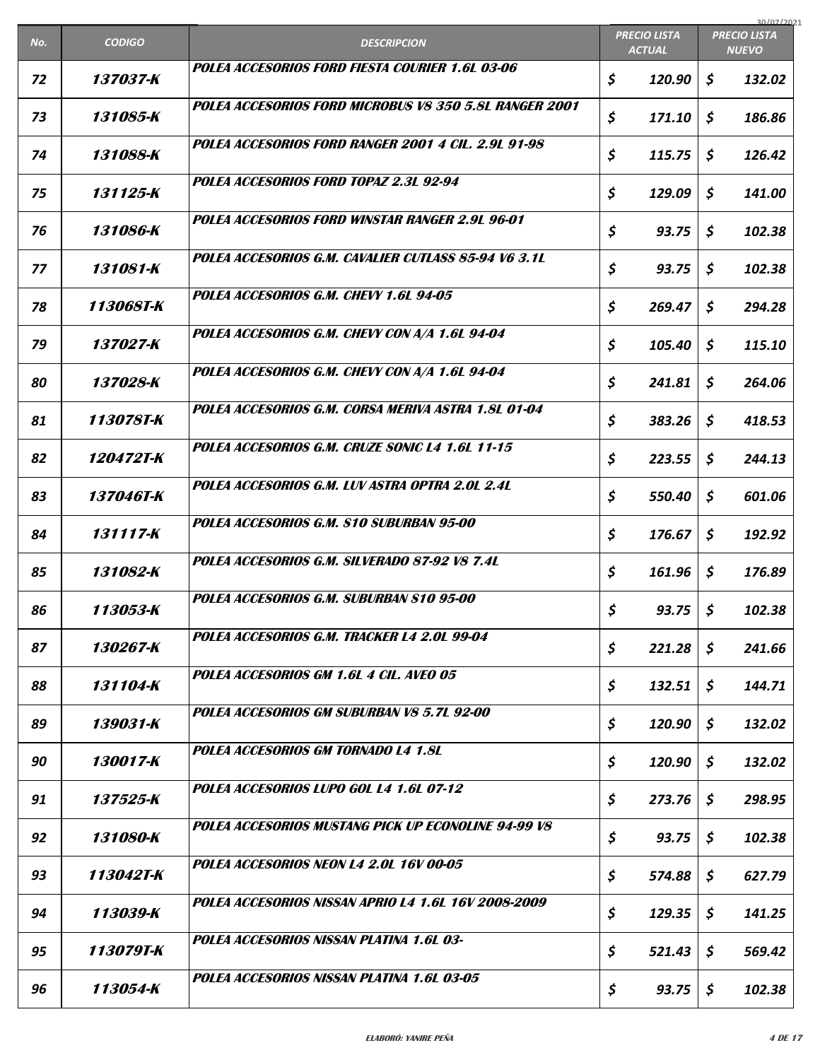| No. | CODIGO | DESCRIPCION | PRECIO LISTA ACTUAL | PRECIO LISTA NUEVO |
|---|---|---|---|---|
| 72 | 137037-K | POLEA ACCESORIOS FORD FIESTA COURIER 1.6L 03-06 | $ 120.90 | $ 132.02 |
| 73 | 131085-K | POLEA ACCESORIOS FORD MICROBUS V8 350 5.8L RANGER 2001 | $ 171.10 | $ 186.86 |
| 74 | 131088-K | POLEA ACCESORIOS FORD RANGER 2001 4 CIL. 2.9L 91-98 | $ 115.75 | $ 126.42 |
| 75 | 131125-K | POLEA ACCESORIOS FORD TOPAZ 2.3L 92-94 | $ 129.09 | $ 141.00 |
| 76 | 131086-K | POLEA ACCESORIOS FORD WINSTAR RANGER 2.9L 96-01 | $ 93.75 | $ 102.38 |
| 77 | 131081-K | POLEA ACCESORIOS G.M. CAVALIER CUTLASS 85-94 V6 3.1L | $ 93.75 | $ 102.38 |
| 78 | 113068T-K | POLEA ACCESORIOS G.M. CHEVY 1.6L 94-05 | $ 269.47 | $ 294.28 |
| 79 | 137027-K | POLEA ACCESORIOS G.M. CHEVY CON A/A 1.6L 94-04 | $ 105.40 | $ 115.10 |
| 80 | 137028-K | POLEA ACCESORIOS G.M. CHEVY CON A/A 1.6L 94-04 | $ 241.81 | $ 264.06 |
| 81 | 113078T-K | POLEA ACCESORIOS G.M. CORSA MERIVA ASTRA 1.8L 01-04 | $ 383.26 | $ 418.53 |
| 82 | 120472T-K | POLEA ACCESORIOS G.M. CRUZE SONIC L4 1.6L 11-15 | $ 223.55 | $ 244.13 |
| 83 | 137046T-K | POLEA ACCESORIOS G.M. LUV ASTRA OPTRA 2.0L 2.4L | $ 550.40 | $ 601.06 |
| 84 | 131117-K | POLEA ACCESORIOS G.M. S10 SUBURBAN 95-00 | $ 176.67 | $ 192.92 |
| 85 | 131082-K | POLEA ACCESORIOS G.M. SILVERADO 87-92 V8 7.4L | $ 161.96 | $ 176.89 |
| 86 | 113053-K | POLEA ACCESORIOS G.M. SUBURBAN S10 95-00 | $ 93.75 | $ 102.38 |
| 87 | 130267-K | POLEA ACCESORIOS G.M. TRACKER L4 2.0L 99-04 | $ 221.28 | $ 241.66 |
| 88 | 131104-K | POLEA ACCESORIOS GM 1.6L 4 CIL. AVEO 05 | $ 132.51 | $ 144.71 |
| 89 | 139031-K | POLEA ACCESORIOS GM SUBURBAN V8 5.7L 92-00 | $ 120.90 | $ 132.02 |
| 90 | 130017-K | POLEA ACCESORIOS GM TORNADO L4 1.8L | $ 120.90 | $ 132.02 |
| 91 | 137525-K | POLEA ACCESORIOS LUPO GOL L4 1.6L 07-12 | $ 273.76 | $ 298.95 |
| 92 | 131080-K | POLEA ACCESORIOS MUSTANG PICK UP ECONOLINE 94-99 V8 | $ 93.75 | $ 102.38 |
| 93 | 113042T-K | POLEA ACCESORIOS NEON L4 2.0L 16V 00-05 | $ 574.88 | $ 627.79 |
| 94 | 113039-K | POLEA ACCESORIOS NISSAN APRIO L4 1.6L 16V 2008-2009 | $ 129.35 | $ 141.25 |
| 95 | 113079T-K | POLEA ACCESORIOS NISSAN PLATINA 1.6L 03- | $ 521.43 | $ 569.42 |
| 96 | 113054-K | POLEA ACCESORIOS NISSAN PLATINA 1.6L 03-05 | $ 93.75 | $ 102.38 |

ELABORÓ: YANIRE PEÑA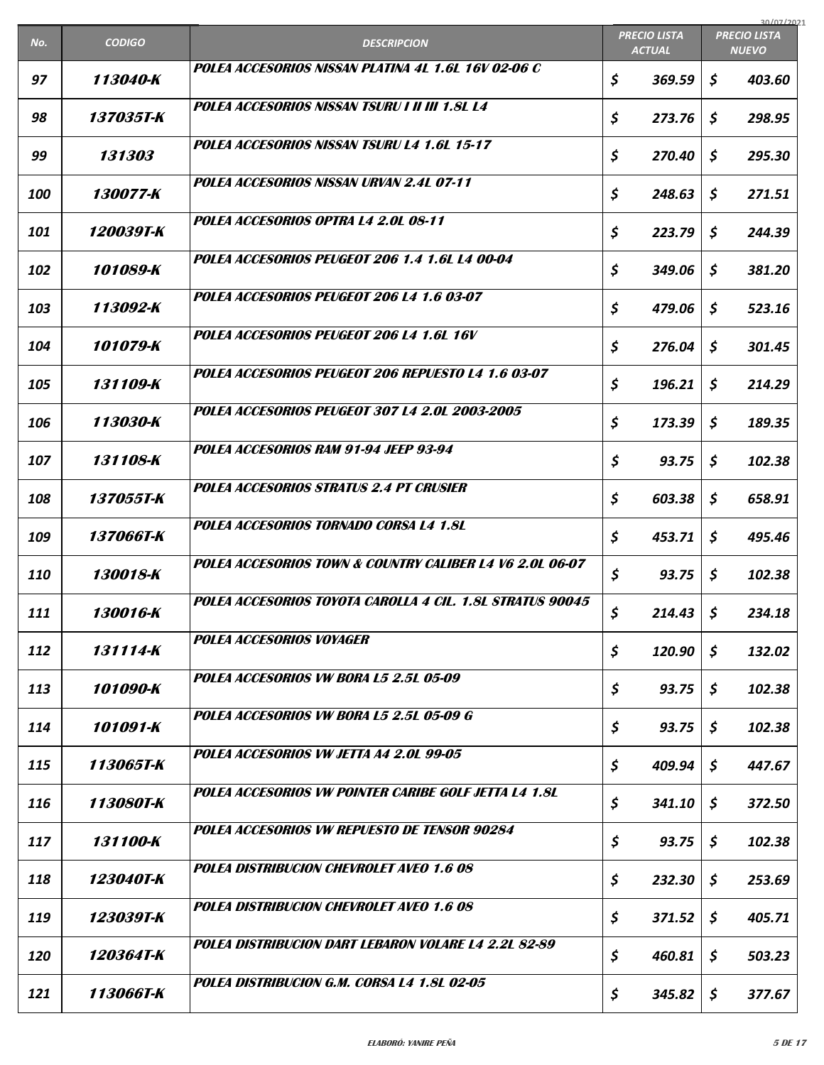| No. | CODIGO | DESCRIPCION | PRECIO LISTA ACTUAL | PRECIO LISTA NUEVO |
|---|---|---|---|---|
| 97 | 113040-K | POLEA ACCESORIOS NISSAN PLATINA 4L 1.6L 16V 02-06 C | $ 369.59 | $ 403.60 |
| 98 | 137035T-K | POLEA ACCESORIOS NISSAN TSURU I II III 1.8L L4 | $ 273.76 | $ 298.95 |
| 99 | 131303 | POLEA ACCESORIOS NISSAN TSURU L4 1.6L 15-17 | $ 270.40 | $ 295.30 |
| 100 | 130077-K | POLEA ACCESORIOS NISSAN URVAN 2.4L 07-11 | $ 248.63 | $ 271.51 |
| 101 | 120039T-K | POLEA ACCESORIOS OPTRA L4 2.0L 08-11 | $ 223.79 | $ 244.39 |
| 102 | 101089-K | POLEA ACCESORIOS PEUGEOT 206 1.4 1.6L L4 00-04 | $ 349.06 | $ 381.20 |
| 103 | 113092-K | POLEA ACCESORIOS PEUGEOT 206 L4 1.6 03-07 | $ 479.06 | $ 523.16 |
| 104 | 101079-K | POLEA ACCESORIOS PEUGEOT 206 L4 1.6L 16V | $ 276.04 | $ 301.45 |
| 105 | 131109-K | POLEA ACCESORIOS PEUGEOT 206 REPUESTO L4 1.6 03-07 | $ 196.21 | $ 214.29 |
| 106 | 113030-K | POLEA ACCESORIOS PEUGEOT 307 L4 2.0L 2003-2005 | $ 173.39 | $ 189.35 |
| 107 | 131108-K | POLEA ACCESORIOS RAM 91-94 JEEP 93-94 | $ 93.75 | $ 102.38 |
| 108 | 137055T-K | POLEA ACCESORIOS STRATUS 2.4 PT CRUSIER | $ 603.38 | $ 658.91 |
| 109 | 137066T-K | POLEA ACCESORIOS TORNADO CORSA L4 1.8L | $ 453.71 | $ 495.46 |
| 110 | 130018-K | POLEA ACCESORIOS TOWN & COUNTRY CALIBER L4 V6 2.0L 06-07 | $ 93.75 | $ 102.38 |
| 111 | 130016-K | POLEA ACCESORIOS TOYOTA CAROLLA 4 CIL. 1.8L STRATUS 90045 | $ 214.43 | $ 234.18 |
| 112 | 131114-K | POLEA ACCESORIOS VOYAGER | $ 120.90 | $ 132.02 |
| 113 | 101090-K | POLEA ACCESORIOS VW BORA L5 2.5L 05-09 | $ 93.75 | $ 102.38 |
| 114 | 101091-K | POLEA ACCESORIOS VW BORA L5 2.5L 05-09 G | $ 93.75 | $ 102.38 |
| 115 | 113065T-K | POLEA ACCESORIOS VW JETTA A4 2.0L 99-05 | $ 409.94 | $ 447.67 |
| 116 | 113080T-K | POLEA ACCESORIOS VW POINTER CARIBE GOLF JETTA L4 1.8L | $ 341.10 | $ 372.50 |
| 117 | 131100-K | POLEA ACCESORIOS VW REPUESTO DE TENSOR 90284 | $ 93.75 | $ 102.38 |
| 118 | 123040T-K | POLEA DISTRIBUCION CHEVROLET AVEO 1.6 08 | $ 232.30 | $ 253.69 |
| 119 | 123039T-K | POLEA DISTRIBUCION CHEVROLET AVEO 1.6 08 | $ 371.52 | $ 405.71 |
| 120 | 120364T-K | POLEA DISTRIBUCION DART LEBARON VOLARE L4 2.2L 82-89 | $ 460.81 | $ 503.23 |
| 121 | 113066T-K | POLEA DISTRIBUCION G.M. CORSA L4 1.8L 02-05 | $ 345.82 | $ 377.67 |

ELABORÓ: YANIRE PEÑA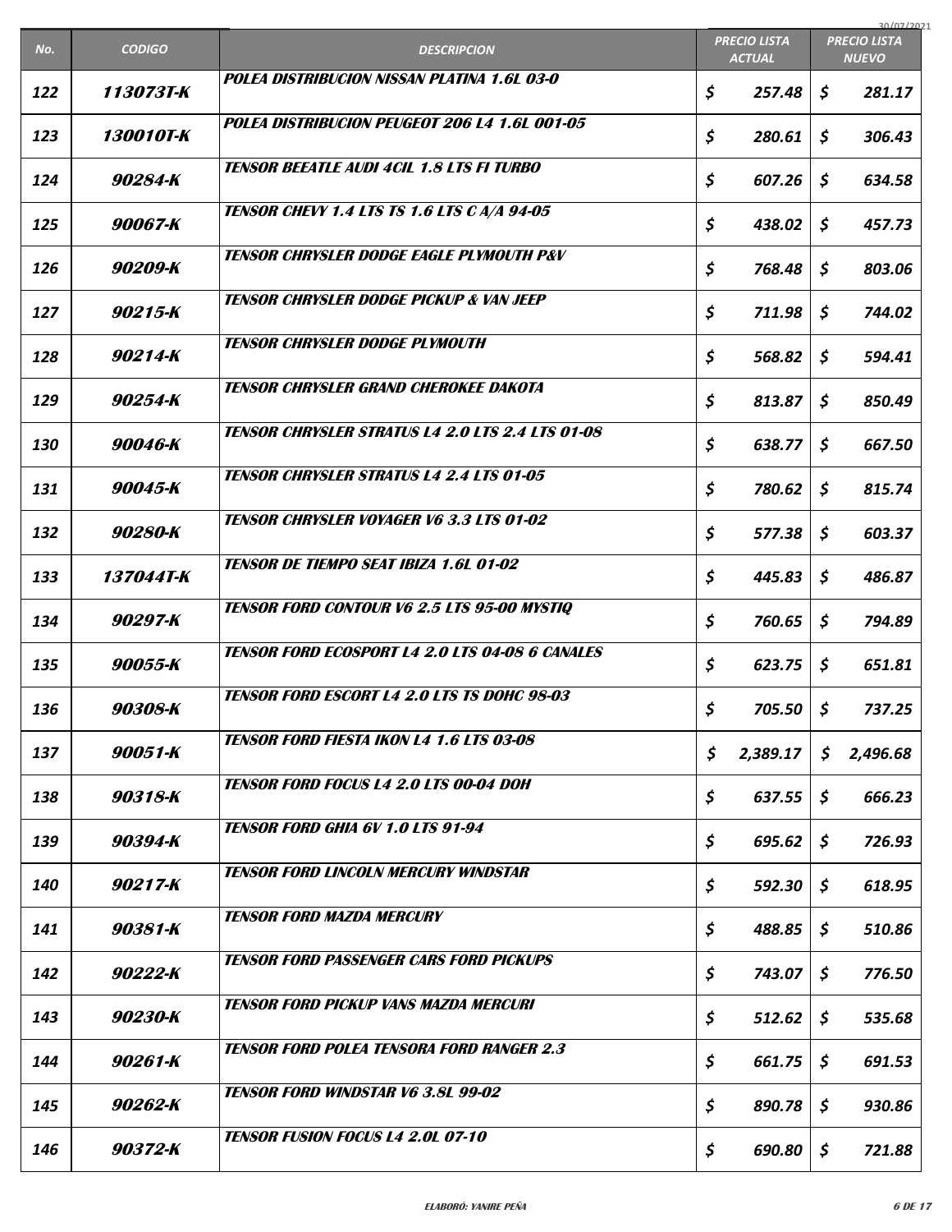| No. | CODIGO | DESCRIPCION | PRECIO LISTA ACTUAL | PRECIO LISTA NUEVO |
|---|---|---|---|---|
| 122 | 113073T-K | POLEA DISTRIBUCION NISSAN PLATINA 1.6L 03-0 | $ 257.48 | $ 281.17 |
| 123 | 130010T-K | POLEA DISTRIBUCION PEUGEOT 206 L4 1.6L 001-05 | $ 280.61 | $ 306.43 |
| 124 | 90284-K | TENSOR BEEATLE AUDI 4CIL 1.8 LTS FI TURBO | $ 607.26 | $ 634.58 |
| 125 | 90067-K | TENSOR CHEVY 1.4 LTS TS 1.6 LTS C A/A 94-05 | $ 438.02 | $ 457.73 |
| 126 | 90209-K | TENSOR CHRYSLER DODGE EAGLE PLYMOUTH P&V | $ 768.48 | $ 803.06 |
| 127 | 90215-K | TENSOR CHRYSLER DODGE PICKUP & VAN JEEP | $ 711.98 | $ 744.02 |
| 128 | 90214-K | TENSOR CHRYSLER DODGE PLYMOUTH | $ 568.82 | $ 594.41 |
| 129 | 90254-K | TENSOR CHRYSLER GRAND CHEROKEE DAKOTA | $ 813.87 | $ 850.49 |
| 130 | 90046-K | TENSOR CHRYSLER STRATUS L4 2.0 LTS 2.4 LTS 01-08 | $ 638.77 | $ 667.50 |
| 131 | 90045-K | TENSOR CHRYSLER STRATUS L4 2.4 LTS 01-05 | $ 780.62 | $ 815.74 |
| 132 | 90280-K | TENSOR CHRYSLER VOYAGER V6 3.3 LTS 01-02 | $ 577.38 | $ 603.37 |
| 133 | 137044T-K | TENSOR DE TIEMPO SEAT IBIZA 1.6L 01-02 | $ 445.83 | $ 486.87 |
| 134 | 90297-K | TENSOR FORD CONTOUR V6 2.5 LTS 95-00 MYSTIQ | $ 760.65 | $ 794.89 |
| 135 | 90055-K | TENSOR FORD ECOSPORT L4 2.0 LTS 04-08 6 CANALES | $ 623.75 | $ 651.81 |
| 136 | 90308-K | TENSOR FORD ESCORT L4 2.0 LTS TS DOHC 98-03 | $ 705.50 | $ 737.25 |
| 137 | 90051-K | TENSOR FORD FIESTA IKON L4 1.6 LTS 03-08 | $ 2,389.17 | $ 2,496.68 |
| 138 | 90318-K | TENSOR FORD FOCUS L4 2.0 LTS 00-04 DOH | $ 637.55 | $ 666.23 |
| 139 | 90394-K | TENSOR FORD GHIA 6V 1.0 LTS 91-94 | $ 695.62 | $ 726.93 |
| 140 | 90217-K | TENSOR FORD LINCOLN MERCURY WINDSTAR | $ 592.30 | $ 618.95 |
| 141 | 90381-K | TENSOR FORD MAZDA MERCURY | $ 488.85 | $ 510.86 |
| 142 | 90222-K | TENSOR FORD PASSENGER CARS FORD PICKUPS | $ 743.07 | $ 776.50 |
| 143 | 90230-K | TENSOR FORD PICKUP VANS MAZDA MERCURI | $ 512.62 | $ 535.68 |
| 144 | 90261-K | TENSOR FORD POLEA TENSORA FORD RANGER 2.3 | $ 661.75 | $ 691.53 |
| 145 | 90262-K | TENSOR FORD WINDSTAR V6 3.8L 99-02 | $ 890.78 | $ 930.86 |
| 146 | 90372-K | TENSOR FUSION FOCUS L4 2.0L 07-10 | $ 690.80 | $ 721.88 |

ELABORÓ: YANIRE PEÑA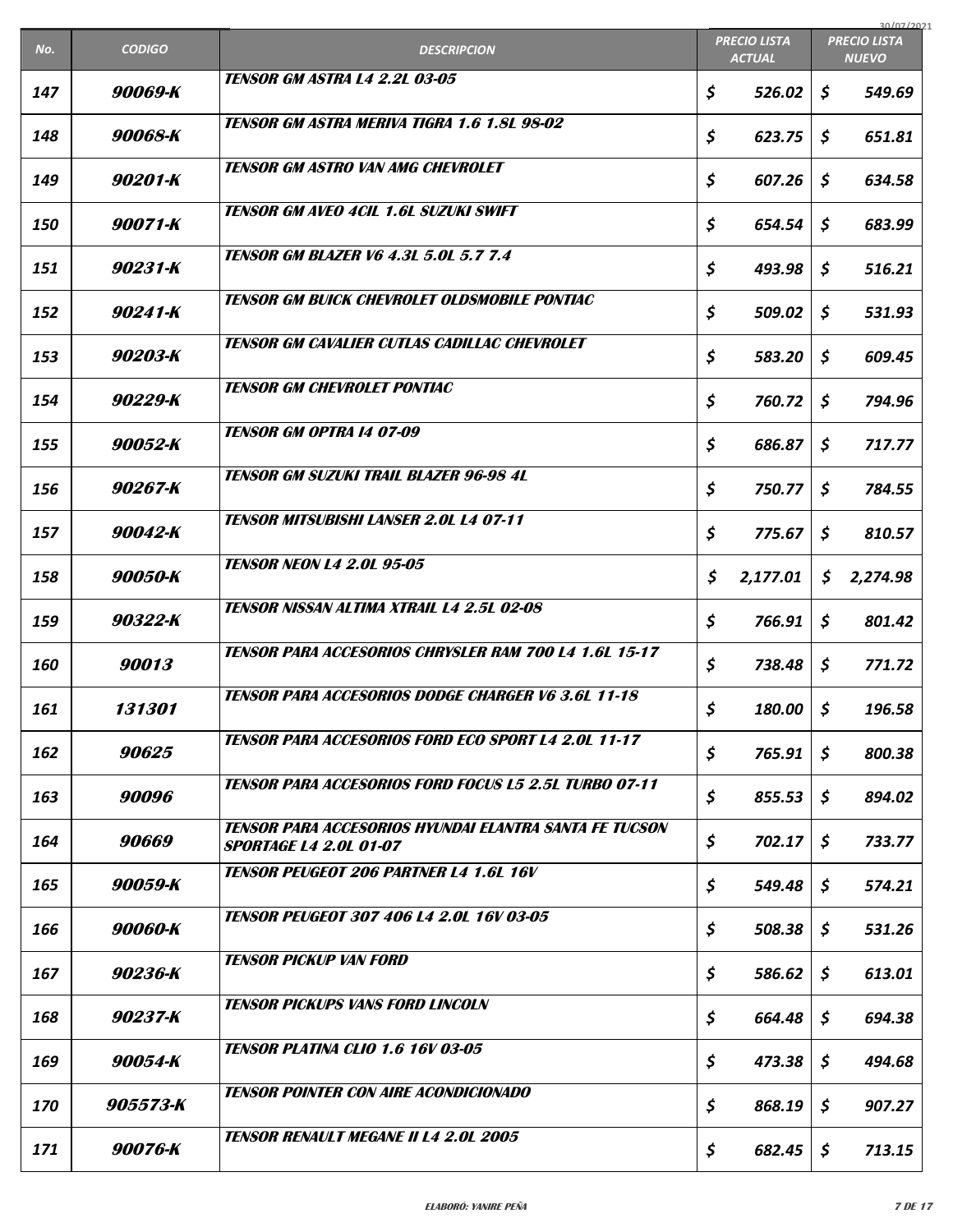| No. | CODIGO | DESCRIPCION | PRECIO LISTA ACTUAL | PRECIO LISTA NUEVO |
|---|---|---|---|---|
| 147 | 90069-K | TENSOR GM ASTRA L4 2.2L 03-05 | $ 526.02 | $ 549.69 |
| 148 | 90068-K | TENSOR GM ASTRA MERIVA TIGRA 1.6 1.8L 98-02 | $ 623.75 | $ 651.81 |
| 149 | 90201-K | TENSOR GM ASTRO VAN AMG CHEVROLET | $ 607.26 | $ 634.58 |
| 150 | 90071-K | TENSOR GM AVEO 4CIL 1.6L SUZUKI SWIFT | $ 654.54 | $ 683.99 |
| 151 | 90231-K | TENSOR GM BLAZER V6 4.3L 5.0L 5.7 7.4 | $ 493.98 | $ 516.21 |
| 152 | 90241-K | TENSOR GM BUICK CHEVROLET OLDSMOBILE PONTIAC | $ 509.02 | $ 531.93 |
| 153 | 90203-K | TENSOR GM CAVALIER CUTLAS CADILLAC CHEVROLET | $ 583.20 | $ 609.45 |
| 154 | 90229-K | TENSOR GM CHEVROLET PONTIAC | $ 760.72 | $ 794.96 |
| 155 | 90052-K | TENSOR GM OPTRA I4 07-09 | $ 686.87 | $ 717.77 |
| 156 | 90267-K | TENSOR GM SUZUKI TRAIL BLAZER 96-98 4L | $ 750.77 | $ 784.55 |
| 157 | 90042-K | TENSOR MITSUBISHI LANSER 2.0L L4 07-11 | $ 775.67 | $ 810.57 |
| 158 | 90050-K | TENSOR NEON L4 2.0L 95-05 | $ 2,177.01 | $ 2,274.98 |
| 159 | 90322-K | TENSOR NISSAN ALTIMA XTRAIL L4 2.5L 02-08 | $ 766.91 | $ 801.42 |
| 160 | 90013 | TENSOR PARA ACCESORIOS CHRYSLER RAM 700 L4 1.6L 15-17 | $ 738.48 | $ 771.72 |
| 161 | 131301 | TENSOR PARA ACCESORIOS DODGE CHARGER V6 3.6L 11-18 | $ 180.00 | $ 196.58 |
| 162 | 90625 | TENSOR PARA ACCESORIOS FORD ECO SPORT L4 2.0L 11-17 | $ 765.91 | $ 800.38 |
| 163 | 90096 | TENSOR PARA ACCESORIOS FORD FOCUS L5 2.5L TURBO 07-11 | $ 855.53 | $ 894.02 |
| 164 | 90669 | TENSOR PARA ACCESORIOS HYUNDAI ELANTRA SANTA FE TUCSON SPORTAGE L4 2.0L 01-07 | $ 702.17 | $ 733.77 |
| 165 | 90059-K | TENSOR PEUGEOT 206 PARTNER L4 1.6L 16V | $ 549.48 | $ 574.21 |
| 166 | 90060-K | TENSOR PEUGEOT 307 406 L4 2.0L 16V 03-05 | $ 508.38 | $ 531.26 |
| 167 | 90236-K | TENSOR PICKUP VAN FORD | $ 586.62 | $ 613.01 |
| 168 | 90237-K | TENSOR PICKUPS VANS FORD LINCOLN | $ 664.48 | $ 694.38 |
| 169 | 90054-K | TENSOR PLATINA CLIO 1.6 16V 03-05 | $ 473.38 | $ 494.68 |
| 170 | 905573-K | TENSOR POINTER CON AIRE ACONDICIONADO | $ 868.19 | $ 907.27 |
| 171 | 90076-K | TENSOR RENAULT MEGANE II L4 2.0L 2005 | $ 682.45 | $ 713.15 |

ELABORÓ: YANIRE PEÑA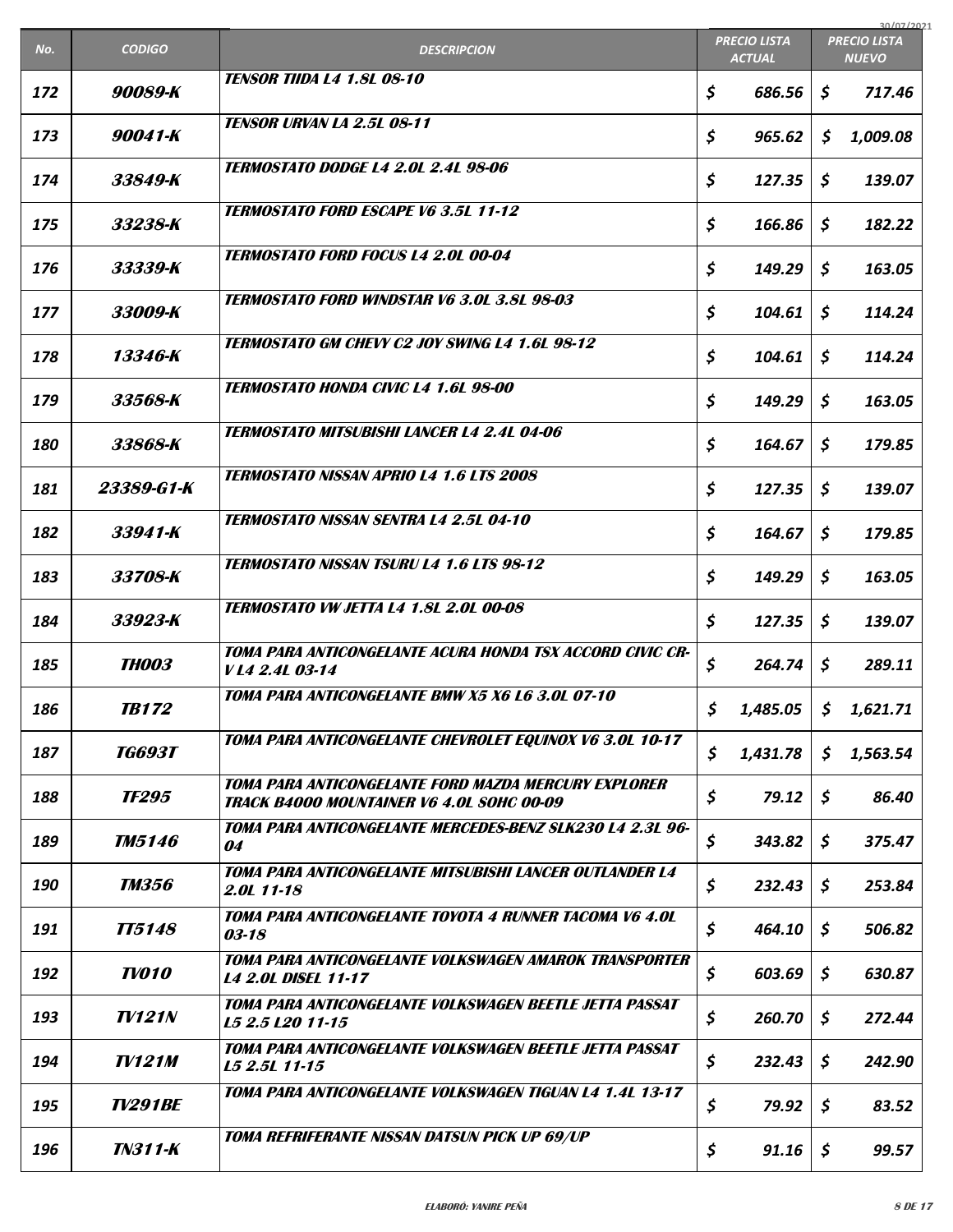| No. | CODIGO | DESCRIPCION | PRECIO LISTA ACTUAL | PRECIO LISTA NUEVO |
|---|---|---|---|---|
| 172 | 90089-K | TENSOR TIIDA L4 1.8L 08-10 | $ 686.56 | $ 717.46 |
| 173 | 90041-K | TENSOR URVAN LA 2.5L 08-11 | $ 965.62 | $ 1,009.08 |
| 174 | 33849-K | TERMOSTATO DODGE L4 2.0L 2.4L 98-06 | $ 127.35 | $ 139.07 |
| 175 | 33238-K | TERMOSTATO FORD ESCAPE V6 3.5L 11-12 | $ 166.86 | $ 182.22 |
| 176 | 33339-K | TERMOSTATO FORD FOCUS L4 2.0L 00-04 | $ 149.29 | $ 163.05 |
| 177 | 33009-K | TERMOSTATO FORD WINDSTAR V6 3.0L 3.8L 98-03 | $ 104.61 | $ 114.24 |
| 178 | 13346-K | TERMOSTATO GM CHEVY C2 JOY SWING L4 1.6L 98-12 | $ 104.61 | $ 114.24 |
| 179 | 33568-K | TERMOSTATO HONDA CIVIC L4 1.6L 98-00 | $ 149.29 | $ 163.05 |
| 180 | 33868-K | TERMOSTATO MITSUBISHI LANCER L4 2.4L 04-06 | $ 164.67 | $ 179.85 |
| 181 | 23389-G1-K | TERMOSTATO NISSAN APRIO L4 1.6 LTS 2008 | $ 127.35 | $ 139.07 |
| 182 | 33941-K | TERMOSTATO NISSAN SENTRA L4 2.5L 04-10 | $ 164.67 | $ 179.85 |
| 183 | 33708-K | TERMOSTATO NISSAN TSURU L4 1.6 LTS 98-12 | $ 149.29 | $ 163.05 |
| 184 | 33923-K | TERMOSTATO VW JETTA L4 1.8L 2.0L 00-08 | $ 127.35 | $ 139.07 |
| 185 | TH003 | TOMA PARA ANTICONGELANTE ACURA HONDA TSX ACCORD CIVIC CR-V L4 2.4L 03-14 | $ 264.74 | $ 289.11 |
| 186 | TB172 | TOMA PARA ANTICONGELANTE BMW X5 X6 L6 3.0L 07-10 | $ 1,485.05 | $ 1,621.71 |
| 187 | TG693T | TOMA PARA ANTICONGELANTE CHEVROLET EQUINOX V6 3.0L 10-17 | $ 1,431.78 | $ 1,563.54 |
| 188 | TF295 | TOMA PARA ANTICONGELANTE FORD MAZDA MERCURY EXPLORER TRACK B4000 MOUNTAINER V6 4.0L SOHC 00-09 | $ 79.12 | $ 86.40 |
| 189 | TM5146 | TOMA PARA ANTICONGELANTE MERCEDES-BENZ SLK230 L4 2.3L 96-04 | $ 343.82 | $ 375.47 |
| 190 | TM356 | TOMA PARA ANTICONGELANTE MITSUBISHI LANCER OUTLANDER L4 2.0L 11-18 | $ 232.43 | $ 253.84 |
| 191 | TT5148 | TOMA PARA ANTICONGELANTE TOYOTA 4 RUNNER TACOMA V6 4.0L 03-18 | $ 464.10 | $ 506.82 |
| 192 | TV010 | TOMA PARA ANTICONGELANTE VOLKSWAGEN AMAROK TRANSPORTER L4 2.0L DISEL 11-17 | $ 603.69 | $ 630.87 |
| 193 | TV121N | TOMA PARA ANTICONGELANTE VOLKSWAGEN BEETLE JETTA PASSAT L5 2.5 L20 11-15 | $ 260.70 | $ 272.44 |
| 194 | TV121M | TOMA PARA ANTICONGELANTE VOLKSWAGEN BEETLE JETTA PASSAT L5 2.5L 11-15 | $ 232.43 | $ 242.90 |
| 195 | TV291BE | TOMA PARA ANTICONGELANTE VOLKSWAGEN TIGUAN L4 1.4L 13-17 | $ 79.92 | $ 83.52 |
| 196 | TN311-K | TOMA REFRIFERANTE NISSAN DATSUN PICK UP 69/UP | $ 91.16 | $ 99.57 |

ELABORÓ: YANIRE PEÑA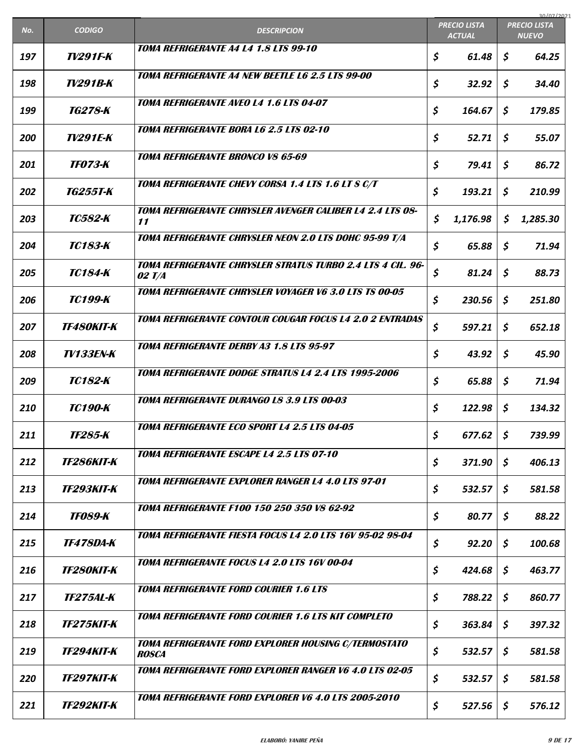| No. | CODIGO | DESCRIPCION | PRECIO LISTA ACTUAL | PRECIO LISTA NUEVO |
|---|---|---|---|---|
| 197 | TV291F-K | TOMA REFRIGERANTE A4 L4 1.8 LTS 99-10 | $ 61.48 | $ 64.25 |
| 198 | TV291B-K | TOMA REFRIGERANTE A4 NEW BEETLE L6 2.5 LTS 99-00 | $ 32.92 | $ 34.40 |
| 199 | TG278-K | TOMA REFRIGERANTE AVEO L4 1.6 LTS 04-07 | $ 164.67 | $ 179.85 |
| 200 | TV291E-K | TOMA REFRIGERANTE BORA L6 2.5 LTS 02-10 | $ 52.71 | $ 55.07 |
| 201 | TF073-K | TOMA REFRIGERANTE BRONCO V8 65-69 | $ 79.41 | $ 86.72 |
| 202 | TG255T-K | TOMA REFRIGERANTE CHEVY CORSA 1.4 LTS 1.6 LT S C/T | $ 193.21 | $ 210.99 |
| 203 | TC582-K | TOMA REFRIGERANTE CHRYSLER AVENGER CALIBER L4 2.4 LTS 08-11 | $ 1,176.98 | $ 1,285.30 |
| 204 | TC183-K | TOMA REFRIGERANTE CHRYSLER NEON 2.0 LTS DOHC 95-99 T/A | $ 65.88 | $ 71.94 |
| 205 | TC184-K | TOMA REFRIGERANTE CHRYSLER STRATUS TURBO 2.4 LTS 4 CIL. 96-02 T/A | $ 81.24 | $ 88.73 |
| 206 | TC199-K | TOMA REFRIGERANTE CHRYSLER VOYAGER V6 3.0 LTS TS 00-05 | $ 230.56 | $ 251.80 |
| 207 | TF480KIT-K | TOMA REFRIGERANTE CONTOUR COUGAR FOCUS L4 2.0 2 ENTRADAS | $ 597.21 | $ 652.18 |
| 208 | TV133EN-K | TOMA REFRIGERANTE DERBY A3 1.8 LTS 95-97 | $ 43.92 | $ 45.90 |
| 209 | TC182-K | TOMA REFRIGERANTE DODGE STRATUS L4 2.4 LTS 1995-2006 | $ 65.88 | $ 71.94 |
| 210 | TC190-K | TOMA REFRIGERANTE DURANGO L8 3.9 LTS 00-03 | $ 122.98 | $ 134.32 |
| 211 | TF285-K | TOMA REFRIGERANTE ECO SPORT L4 2.5 LTS 04-05 | $ 677.62 | $ 739.99 |
| 212 | TF286KIT-K | TOMA REFRIGERANTE ESCAPE L4 2.5 LTS 07-10 | $ 371.90 | $ 406.13 |
| 213 | TF293KIT-K | TOMA REFRIGERANTE EXPLORER RANGER L4 4.0 LTS 97-01 | $ 532.57 | $ 581.58 |
| 214 | TF089-K | TOMA REFRIGERANTE F100 150 250 350 V8 62-92 | $ 80.77 | $ 88.22 |
| 215 | TF478DA-K | TOMA REFRIGERANTE FIESTA FOCUS L4 2.0 LTS 16V 95-02 98-04 | $ 92.20 | $ 100.68 |
| 216 | TF280KIT-K | TOMA REFRIGERANTE FOCUS L4 2.0 LTS 16V 00-04 | $ 424.68 | $ 463.77 |
| 217 | TF275AL-K | TOMA REFRIGERANTE FORD COURIER 1.6 LTS | $ 788.22 | $ 860.77 |
| 218 | TF275KIT-K | TOMA REFRIGERANTE FORD COURIER 1.6 LTS KIT COMPLETO | $ 363.84 | $ 397.32 |
| 219 | TF294KIT-K | TOMA REFRIGERANTE FORD EXPLORER HOUSING C/TERMOSTATO ROSCA | $ 532.57 | $ 581.58 |
| 220 | TF297KIT-K | TOMA REFRIGERANTE FORD EXPLORER RANGER V6 4.0 LTS 02-05 | $ 532.57 | $ 581.58 |
| 221 | TF292KIT-K | TOMA REFRIGERANTE FORD EXPLORER V6 4.0 LTS 2005-2010 | $ 527.56 | $ 576.12 |

ELABORÓ: YANIRE PEÑA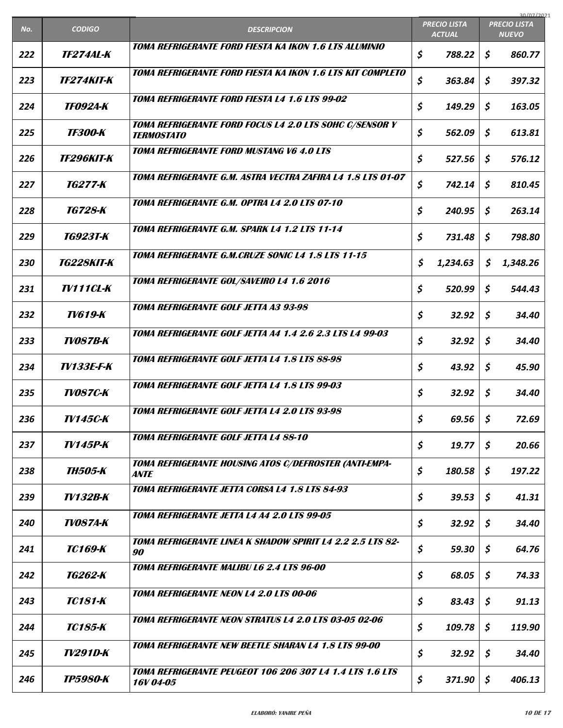| No. | CODIGO | DESCRIPCION | PRECIO LISTA ACTUAL | PRECIO LISTA NUEVO |
|---|---|---|---|---|
| 222 | TF274AL-K | TOMA REFRIGERANTE FORD FIESTA KA IKON 1.6 LTS ALUMINIO | $ 788.22 | $ 860.77 |
| 223 | TF274KIT-K | TOMA REFRIGERANTE FORD FIESTA KA IKON 1.6 LTS KIT COMPLETO | $ 363.84 | $ 397.32 |
| 224 | TF092A-K | TOMA REFRIGERANTE FORD FIESTA L4 1.6 LTS 99-02 | $ 149.29 | $ 163.05 |
| 225 | TF300-K | TOMA REFRIGERANTE FORD FOCUS L4 2.0 LTS SOHC C/SENSOR Y TERMOSTATO | $ 562.09 | $ 613.81 |
| 226 | TF296KIT-K | TOMA REFRIGERANTE FORD MUSTANG V6 4.0 LTS | $ 527.56 | $ 576.12 |
| 227 | TG277-K | TOMA REFRIGERANTE G.M. ASTRA VECTRA ZAFIRA L4 1.8 LTS 01-07 | $ 742.14 | $ 810.45 |
| 228 | TG728-K | TOMA REFRIGERANTE G.M. OPTRA L4 2.0 LTS 07-10 | $ 240.95 | $ 263.14 |
| 229 | TG923T-K | TOMA REFRIGERANTE G.M. SPARK L4 1.2 LTS 11-14 | $ 731.48 | $ 798.80 |
| 230 | TG228KIT-K | TOMA REFRIGERANTE G.M.CRUZE SONIC L4 1.8 LTS 11-15 | $ 1,234.63 | $ 1,348.26 |
| 231 | TV111CL-K | TOMA REFRIGERANTE GOL/SAVEIRO L4 1.6 2016 | $ 520.99 | $ 544.43 |
| 232 | TV619-K | TOMA REFRIGERANTE GOLF JETTA A3 93-98 | $ 32.92 | $ 34.40 |
| 233 | TV087B-K | TOMA REFRIGERANTE GOLF JETTA A4 1.4 2.6 2.3 LTS L4 99-03 | $ 32.92 | $ 34.40 |
| 234 | TV133E-F-K | TOMA REFRIGERANTE GOLF JETTA L4 1.8 LTS 88-98 | $ 43.92 | $ 45.90 |
| 235 | TV087C-K | TOMA REFRIGERANTE GOLF JETTA L4 1.8 LTS 99-03 | $ 32.92 | $ 34.40 |
| 236 | TV145C-K | TOMA REFRIGERANTE GOLF JETTA L4 2.0 LTS 93-98 | $ 69.56 | $ 72.69 |
| 237 | TV145P-K | TOMA REFRIGERANTE GOLF JETTA L4 88-10 | $ 19.77 | $ 20.66 |
| 238 | TH505-K | TOMA REFRIGERANTE HOUSING ATOS C/DEFROSTER (ANTI-EMPA-ANTE | $ 180.58 | $ 197.22 |
| 239 | TV132B-K | TOMA REFRIGERANTE JETTA CORSA L4 1.8 LTS 84-93 | $ 39.53 | $ 41.31 |
| 240 | TV087A-K | TOMA REFRIGERANTE JETTA L4 A4 2.0 LTS 99-05 | $ 32.92 | $ 34.40 |
| 241 | TC169-K | TOMA REFRIGERANTE LINEA K SHADOW SPIRIT L4 2.2 2.5 LTS 82-90 | $ 59.30 | $ 64.76 |
| 242 | TG262-K | TOMA REFRIGERANTE MALIBU L6 2.4 LTS 96-00 | $ 68.05 | $ 74.33 |
| 243 | TC181-K | TOMA REFRIGERANTE NEON L4 2.0 LTS 00-06 | $ 83.43 | $ 91.13 |
| 244 | TC185-K | TOMA REFRIGERANTE NEON STRATUS L4 2.0 LTS 03-05 02-06 | $ 109.78 | $ 119.90 |
| 245 | TV291D-K | TOMA REFRIGERANTE NEW BEETLE SHARAN L4 1.8 LTS 99-00 | $ 32.92 | $ 34.40 |
| 246 | TP5980-K | TOMA REFRIGERANTE PEUGEOT 106 206 307 L4 1.4 LTS 1.6 LTS 16V 04-05 | $ 371.90 | $ 406.13 |

ELABORÓ: YANIRE PEÑA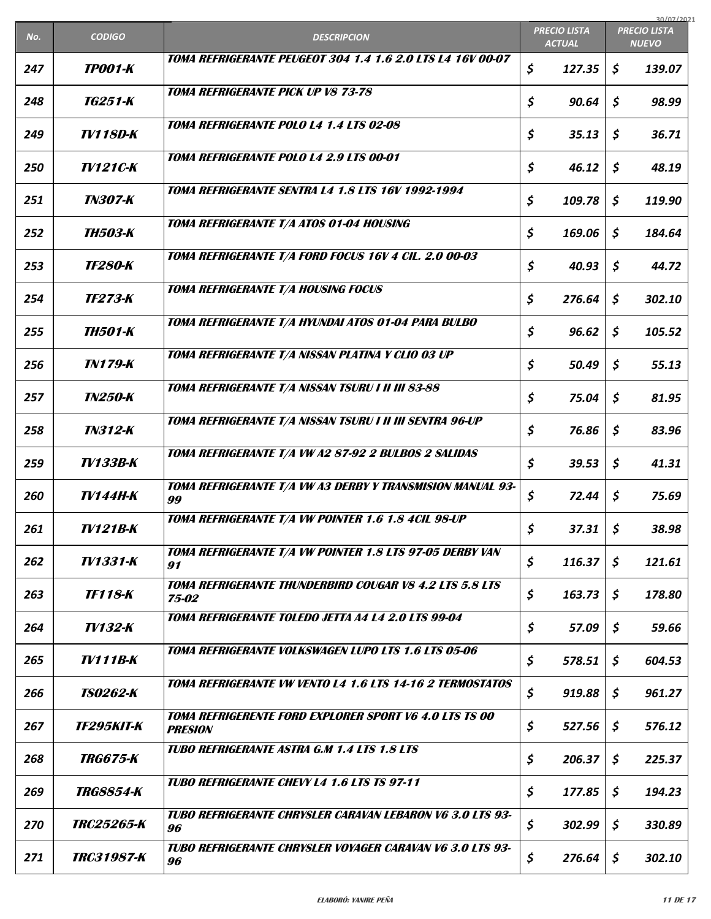| No. | CODIGO | DESCRIPCION | PRECIO LISTA ACTUAL | PRECIO LISTA NUEVO |
|---|---|---|---|---|
| 247 | TP001-K | TOMA REFRIGERANTE PEUGEOT 304 1.4 1.6 2.0 LTS L4 16V 00-07 | $ 127.35 | $ 139.07 |
| 248 | TG251-K | TOMA REFRIGERANTE PICK UP V8 73-78 | $ 90.64 | $ 98.99 |
| 249 | TV118D-K | TOMA REFRIGERANTE POLO L4 1.4 LTS 02-08 | $ 35.13 | $ 36.71 |
| 250 | TV121C-K | TOMA REFRIGERANTE POLO L4 2.9 LTS 00-01 | $ 46.12 | $ 48.19 |
| 251 | TN307-K | TOMA REFRIGERANTE SENTRA L4 1.8 LTS 16V 1992-1994 | $ 109.78 | $ 119.90 |
| 252 | TH503-K | TOMA REFRIGERANTE T/A ATOS 01-04 HOUSING | $ 169.06 | $ 184.64 |
| 253 | TF280-K | TOMA REFRIGERANTE T/A FORD FOCUS 16V 4 CIL. 2.0 00-03 | $ 40.93 | $ 44.72 |
| 254 | TF273-K | TOMA REFRIGERANTE T/A HOUSING FOCUS | $ 276.64 | $ 302.10 |
| 255 | TH501-K | TOMA REFRIGERANTE T/A HYUNDAI ATOS 01-04 PARA BULBO | $ 96.62 | $ 105.52 |
| 256 | TN179-K | TOMA REFRIGERANTE T/A NISSAN PLATINA Y CLIO 03 UP | $ 50.49 | $ 55.13 |
| 257 | TN250-K | TOMA REFRIGERANTE T/A NISSAN TSURU I II III 83-88 | $ 75.04 | $ 81.95 |
| 258 | TN312-K | TOMA REFRIGERANTE T/A NISSAN TSURU I II III SENTRA 96-UP | $ 76.86 | $ 83.96 |
| 259 | TV133B-K | TOMA REFRIGERANTE T/A VW A2 87-92 2 BULBOS 2 SALIDAS | $ 39.53 | $ 41.31 |
| 260 | TV144H-K | TOMA REFRIGERANTE T/A VW A3 DERBY Y TRANSMISION MANUAL 93-99 | $ 72.44 | $ 75.69 |
| 261 | TV121B-K | TOMA REFRIGERANTE T/A VW POINTER 1.6 1.8 4CIL 98-UP | $ 37.31 | $ 38.98 |
| 262 | TV1331-K | TOMA REFRIGERANTE T/A VW POINTER 1.8 LTS 97-05 DERBY VAN 91 | $ 116.37 | $ 121.61 |
| 263 | TF118-K | TOMA REFRIGERANTE THUNDERBIRD COUGAR V8 4.2 LTS 5.8 LTS 75-02 | $ 163.73 | $ 178.80 |
| 264 | TV132-K | TOMA REFRIGERANTE TOLEDO JETTA A4 L4 2.0 LTS 99-04 | $ 57.09 | $ 59.66 |
| 265 | TV111B-K | TOMA REFRIGERANTE VOLKSWAGEN LUPO LTS 1.6 LTS 05-06 | $ 578.51 | $ 604.53 |
| 266 | TS0262-K | TOMA REFRIGERANTE VW VENTO L4 1.6 LTS 14-16 2 TERMOSTATOS | $ 919.88 | $ 961.27 |
| 267 | TF295KIT-K | TOMA REFRIGERENTE FORD EXPLORER SPORT V6 4.0 LTS TS 00 PRESION | $ 527.56 | $ 576.12 |
| 268 | TRG675-K | TUBO REFRIGERANTE ASTRA G.M 1.4 LTS 1.8 LTS | $ 206.37 | $ 225.37 |
| 269 | TRG8854-K | TUBO REFRIGERANTE CHEVY L4 1.6 LTS TS 97-11 | $ 177.85 | $ 194.23 |
| 270 | TRC25265-K | TUBO REFRIGERANTE CHRYSLER CARAVAN LEBARON V6 3.0 LTS 93-96 | $ 302.99 | $ 330.89 |
| 271 | TRC31987-K | TUBO REFRIGERANTE CHRYSLER VOYAGER CARAVAN V6 3.0 LTS 93-96 | $ 276.64 | $ 302.10 |

ELABORÓ: YANIRE PEÑA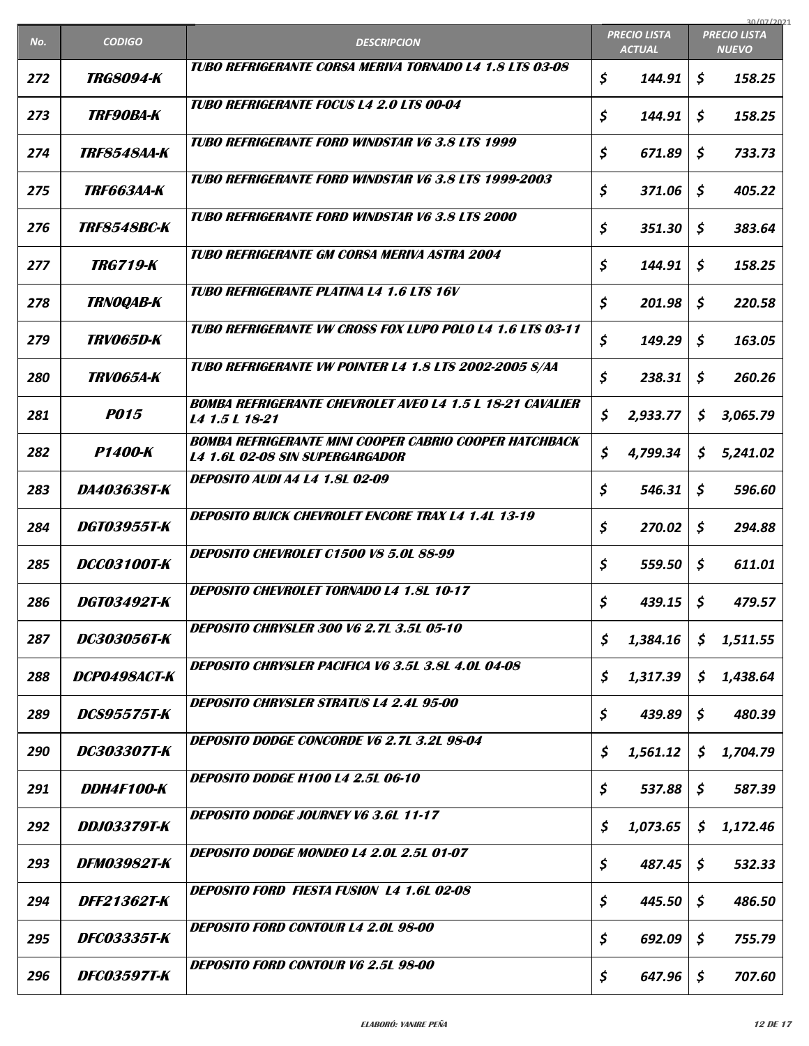| No. | CODIGO | DESCRIPCION | PRECIO LISTA ACTUAL | PRECIO LISTA NUEVO |
|---|---|---|---|---|
| 272 | TRG8094-K | TUBO REFRIGERANTE CORSA MERIVA TORNADO L4 1.8 LTS 03-08 | $ 144.91 | $ 158.25 |
| 273 | TRF90BA-K | TUBO REFRIGERANTE FOCUS L4 2.0 LTS 00-04 | $ 144.91 | $ 158.25 |
| 274 | TRF8548AA-K | TUBO REFRIGERANTE FORD WINDSTAR V6 3.8 LTS 1999 | $ 671.89 | $ 733.73 |
| 275 | TRF663AA-K | TUBO REFRIGERANTE FORD WINDSTAR V6 3.8 LTS 1999-2003 | $ 371.06 | $ 405.22 |
| 276 | TRF8548BC-K | TUBO REFRIGERANTE FORD WINDSTAR V6 3.8 LTS 2000 | $ 351.30 | $ 383.64 |
| 277 | TRG719-K | TUBO REFRIGERANTE GM CORSA MERIVA ASTRA 2004 | $ 144.91 | $ 158.25 |
| 278 | TRN0QAB-K | TUBO REFRIGERANTE PLATINA L4 1.6 LTS 16V | $ 201.98 | $ 220.58 |
| 279 | TRV065D-K | TUBO REFRIGERANTE VW CROSS FOX LUPO POLO L4 1.6 LTS 03-11 | $ 149.29 | $ 163.05 |
| 280 | TRV065A-K | TUBO REFRIGERANTE VW POINTER L4 1.8 LTS 2002-2005 S/AA | $ 238.31 | $ 260.26 |
| 281 | P015 | BOMBA REFRIGERANTE CHEVROLET AVEO L4 1.5 L 18-21 CAVALIER L4 1.5 L 18-21 | $ 2,933.77 | $ 3,065.79 |
| 282 | P1400-K | BOMBA REFRIGERANTE MINI COOPER CABRIO COOPER HATCHBACK L4 1.6L 02-08 SIN SUPERGARGADOR | $ 4,799.34 | $ 5,241.02 |
| 283 | DA403638T-K | DEPOSITO AUDI A4 L4 1.8L 02-09 | $ 546.31 | $ 596.60 |
| 284 | DGT03955T-K | DEPOSITO BUICK CHEVROLET ENCORE TRAX L4 1.4L 13-19 | $ 270.02 | $ 294.88 |
| 285 | DCC03100T-K | DEPOSITO CHEVROLET C1500 V8 5.0L 88-99 | $ 559.50 | $ 611.01 |
| 286 | DGT03492T-K | DEPOSITO CHEVROLET TORNADO L4 1.8L 10-17 | $ 439.15 | $ 479.57 |
| 287 | DC303056T-K | DEPOSITO CHRYSLER 300 V6 2.7L 3.5L 05-10 | $ 1,384.16 | $ 1,511.55 |
| 288 | DCP0498ACT-K | DEPOSITO CHRYSLER PACIFICA V6 3.5L 3.8L 4.0L 04-08 | $ 1,317.39 | $ 1,438.64 |
| 289 | DCS95575T-K | DEPOSITO CHRYSLER STRATUS L4 2.4L 95-00 | $ 439.89 | $ 480.39 |
| 290 | DC303307T-K | DEPOSITO DODGE CONCORDE V6 2.7L 3.2L 98-04 | $ 1,561.12 | $ 1,704.79 |
| 291 | DDH4F100-K | DEPOSITO DODGE H100 L4 2.5L 06-10 | $ 537.88 | $ 587.39 |
| 292 | DDJ03379T-K | DEPOSITO DODGE JOURNEY V6 3.6L 11-17 | $ 1,073.65 | $ 1,172.46 |
| 293 | DFM03982T-K | DEPOSITO DODGE MONDEO L4 2.0L 2.5L 01-07 | $ 487.45 | $ 532.33 |
| 294 | DFF21362T-K | DEPOSITO FORD FIESTA FUSION L4 1.6L 02-08 | $ 445.50 | $ 486.50 |
| 295 | DFC03335T-K | DEPOSITO FORD CONTOUR L4 2.0L 98-00 | $ 692.09 | $ 755.79 |
| 296 | DFC03597T-K | DEPOSITO FORD CONTOUR V6 2.5L 98-00 | $ 647.96 | $ 707.60 |

ELABORÓ: YANIRE PEÑA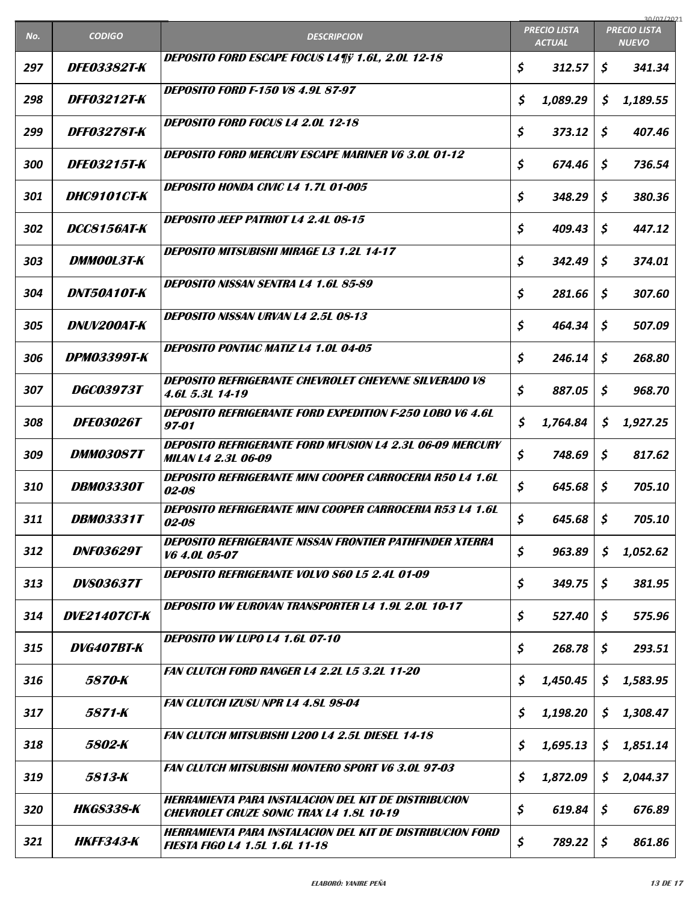| No. | CODIGO | DESCRIPCION | PRECIO LISTA ACTUAL | PRECIO LISTA NUEVO |
|---|---|---|---|---|
| 297 | DFE03382T-K | DEPOSITO FORD ESCAPE FOCUS L4¶ÿ 1.6L, 2.0L 12-18 | $ 312.57 | $ 341.34 |
| 298 | DFF03212T-K | DEPOSITO FORD F-150 V8 4.9L 87-97 | $ 1,089.29 | $ 1,189.55 |
| 299 | DFF03278T-K | DEPOSITO FORD FOCUS L4 2.0L 12-18 | $ 373.12 | $ 407.46 |
| 300 | DFE03215T-K | DEPOSITO FORD MERCURY ESCAPE MARINER V6 3.0L 01-12 | $ 674.46 | $ 736.54 |
| 301 | DHC9101CT-K | DEPOSITO HONDA CIVIC L4 1.7L 01-005 | $ 348.29 | $ 380.36 |
| 302 | DCC8156AT-K | DEPOSITO JEEP PATRIOT L4 2.4L 08-15 | $ 409.43 | $ 447.12 |
| 303 | DMM00L3T-K | DEPOSITO MITSUBISHI MIRAGE L3 1.2L 14-17 | $ 342.49 | $ 374.01 |
| 304 | DNT50A10T-K | DEPOSITO NISSAN SENTRA L4 1.6L 85-89 | $ 281.66 | $ 307.60 |
| 305 | DNUV200AT-K | DEPOSITO NISSAN URVAN L4 2.5L 08-13 | $ 464.34 | $ 507.09 |
| 306 | DPM03399T-K | DEPOSITO PONTIAC MATIZ L4 1.0L 04-05 | $ 246.14 | $ 268.80 |
| 307 | DGC03973T | DEPOSITO REFRIGERANTE CHEVROLET CHEYENNE SILVERADO V8 4.6L 5.3L 14-19 | $ 887.05 | $ 968.70 |
| 308 | DFE03026T | DEPOSITO REFRIGERANTE FORD EXPEDITION F-250 LOBO V6 4.6L 97-01 | $ 1,764.84 | $ 1,927.25 |
| 309 | DMM03087T | DEPOSITO REFRIGERANTE FORD MFUSION L4 2.3L 06-09 MERCURY MILAN L4 2.3L 06-09 | $ 748.69 | $ 817.62 |
| 310 | DBM03330T | DEPOSITO REFRIGERANTE MINI COOPER CARROCERIA R50 L4 1.6L 02-08 | $ 645.68 | $ 705.10 |
| 311 | DBM03331T | DEPOSITO REFRIGERANTE MINI COOPER CARROCERIA R53 L4 1.6L 02-08 | $ 645.68 | $ 705.10 |
| 312 | DNF03629T | DEPOSITO REFRIGERANTE NISSAN FRONTIER PATHFINDER XTERRA V6 4.0L 05-07 | $ 963.89 | $ 1,052.62 |
| 313 | DVS03637T | DEPOSITO REFRIGERANTE VOLVO S60 L5 2.4L 01-09 | $ 349.75 | $ 381.95 |
| 314 | DVE21407CT-K | DEPOSITO VW EUROVAN TRANSPORTER L4 1.9L 2.0L 10-17 | $ 527.40 | $ 575.96 |
| 315 | DVG407BT-K | DEPOSITO VW LUPO L4 1.6L 07-10 | $ 268.78 | $ 293.51 |
| 316 | 5870-K | FAN CLUTCH FORD RANGER L4 2.2L L5 3.2L 11-20 | $ 1,450.45 | $ 1,583.95 |
| 317 | 5871-K | FAN CLUTCH IZUSU NPR L4 4.8L 98-04 | $ 1,198.20 | $ 1,308.47 |
| 318 | 5802-K | FAN CLUTCH MITSUBISHI L200 L4 2.5L DIESEL 14-18 | $ 1,695.13 | $ 1,851.14 |
| 319 | 5813-K | FAN CLUTCH MITSUBISHI MONTERO SPORT V6 3.0L 97-03 | $ 1,872.09 | $ 2,044.37 |
| 320 | HKGS338-K | HERRAMIENTA PARA INSTALACION DEL KIT DE DISTRIBUCION CHEVROLET CRUZE SONIC TRAX L4 1.8L 10-19 | $ 619.84 | $ 676.89 |
| 321 | HKFF343-K | HERRAMIENTA PARA INSTALACION DEL KIT DE DISTRIBUCION FORD FIESTA FIGO L4 1.5L 1.6L 11-18 | $ 789.22 | $ 861.86 |

ELABORÓ: YANIRE PEÑA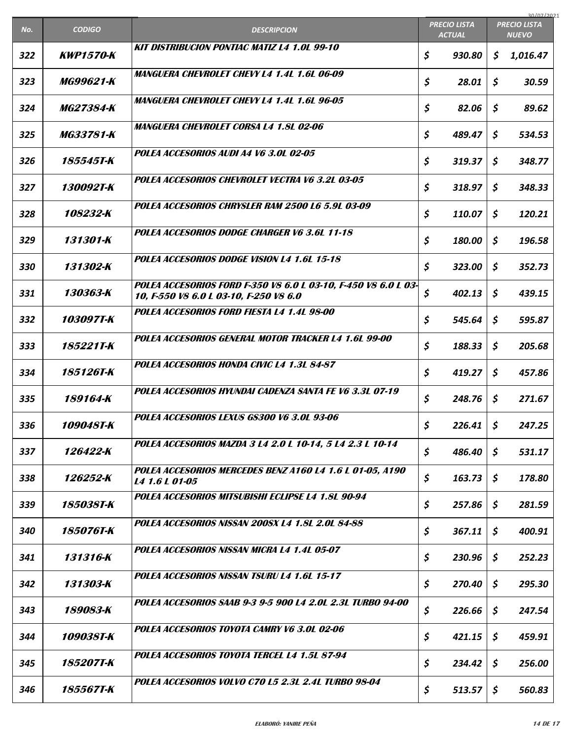| No. | CODIGO | DESCRIPCION | PRECIO LISTA ACTUAL | PRECIO LISTA NUEVO |
|---|---|---|---|---|
| 322 | KWP1570-K | KIT DISTRIBUCION PONTIAC MATIZ L4 1.0L 99-10 | $ 930.80 | $ 1,016.47 |
| 323 | MG99621-K | MANGUERA CHEVROLET CHEVY L4 1.4L 1.6L 06-09 | $ 28.01 | $ 30.59 |
| 324 | MG27384-K | MANGUERA CHEVROLET CHEVY L4 1.4L 1.6L 96-05 | $ 82.06 | $ 89.62 |
| 325 | MG33781-K | MANGUERA CHEVROLET CORSA L4 1.8L 02-06 | $ 489.47 | $ 534.53 |
| 326 | 185545T-K | POLEA ACCESORIOS AUDI A4 V6 3.0L 02-05 | $ 319.37 | $ 348.77 |
| 327 | 130092T-K | POLEA ACCESORIOS CHEVROLET VECTRA V6 3.2L 03-05 | $ 318.97 | $ 348.33 |
| 328 | 108232-K | POLEA ACCESORIOS CHRYSLER RAM 2500 L6 5.9L 03-09 | $ 110.07 | $ 120.21 |
| 329 | 131301-K | POLEA ACCESORIOS DODGE CHARGER V6 3.6L 11-18 | $ 180.00 | $ 196.58 |
| 330 | 131302-K | POLEA ACCESORIOS DODGE VISION L4 1.6L 15-18 | $ 323.00 | $ 352.73 |
| 331 | 130363-K | POLEA ACCESORIOS FORD F-350 V8 6.0 L 03-10, F-450 V8 6.0 L 03-10, F-550 V8 6.0 L 03-10, F-250 V8 6.0 | $ 402.13 | $ 439.15 |
| 332 | 103097T-K | POLEA ACCESORIOS FORD FIESTA L4 1.4L 98-00 | $ 545.64 | $ 595.87 |
| 333 | 185221T-K | POLEA ACCESORIOS GENERAL MOTOR TRACKER L4 1.6L 99-00 | $ 188.33 | $ 205.68 |
| 334 | 185126T-K | POLEA ACCESORIOS HONDA CIVIC L4 1.3L 84-87 | $ 419.27 | $ 457.86 |
| 335 | 189164-K | POLEA ACCESORIOS HYUNDAI CADENZA SANTA FE V6 3.3L 07-19 | $ 248.76 | $ 271.67 |
| 336 | 109048T-K | POLEA ACCESORIOS LEXUS GS300 V6 3.0L 93-06 | $ 226.41 | $ 247.25 |
| 337 | 126422-K | POLEA ACCESORIOS MAZDA 3 L4 2.0 L 10-14, 5 L4 2.3 L 10-14 | $ 486.40 | $ 531.17 |
| 338 | 126252-K | POLEA ACCESORIOS MERCEDES BENZ A160 L4 1.6 L 01-05, A190 L4 1.6 L 01-05 | $ 163.73 | $ 178.80 |
| 339 | 185038T-K | POLEA ACCESORIOS MITSUBISHI ECLIPSE L4 1.8L 90-94 | $ 257.86 | $ 281.59 |
| 340 | 185076T-K | POLEA ACCESORIOS NISSAN 200SX L4 1.8L 2.0L 84-88 | $ 367.11 | $ 400.91 |
| 341 | 131316-K | POLEA ACCESORIOS NISSAN MICRA L4 1.4L 05-07 | $ 230.96 | $ 252.23 |
| 342 | 131303-K | POLEA ACCESORIOS NISSAN TSURU L4 1.6L 15-17 | $ 270.40 | $ 295.30 |
| 343 | 189083-K | POLEA ACCESORIOS SAAB 9-3 9-5 900 L4 2.0L 2.3L TURBO 94-00 | $ 226.66 | $ 247.54 |
| 344 | 109038T-K | POLEA ACCESORIOS TOYOTA CAMRY V6 3.0L 02-06 | $ 421.15 | $ 459.91 |
| 345 | 185207T-K | POLEA ACCESORIOS TOYOTA TERCEL L4 1.5L 87-94 | $ 234.42 | $ 256.00 |
| 346 | 185567T-K | POLEA ACCESORIOS VOLVO C70 L5 2.3L 2.4L TURBO 98-04 | $ 513.57 | $ 560.83 |

ELABORÓ: YANIRE PEÑA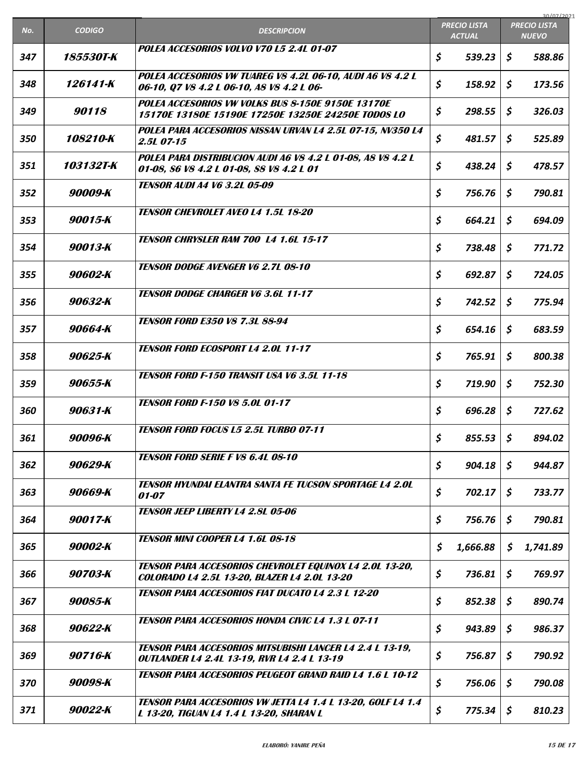| No. | CODIGO | DESCRIPCION | PRECIO LISTA ACTUAL | PRECIO LISTA NUEVO |
|---|---|---|---|---|
| 347 | 185530T-K | POLEA ACCESORIOS VOLVO V70 L5 2.4L 01-07 | $ 539.23 | $ 588.86 |
| 348 | 126141-K | POLEA ACCESORIOS VW TUAREG V8 4.2L 06-10, AUDI A6 V8 4.2 L 06-10, Q7 V8 4.2 L 06-10, A8 V8 4.2 L 06- | $ 158.92 | $ 173.56 |
| 349 | 90118 | POLEA ACCESORIOS VW VOLKS BUS 8-150E 9150E 13170E 15170E 13180E 15190E 17250E 13250E 24250E TODOS LO | $ 298.55 | $ 326.03 |
| 350 | 108210-K | POLEA PARA ACCESORIOS NISSAN URVAN L4 2.5L 07-15, NV350 L4 2.5L 07-15 | $ 481.57 | $ 525.89 |
| 351 | 103132T-K | POLEA PARA DISTRIBUCION AUDI A6 V8 4.2 L 01-08, A8 V8 4.2 L 01-08, S6 V8 4.2 L 01-08, S8 V8 4.2 L 01 | $ 438.24 | $ 478.57 |
| 352 | 90009-K | TENSOR AUDI A4 V6 3.2L 05-09 | $ 756.76 | $ 790.81 |
| 353 | 90015-K | TENSOR CHEVROLET AVEO L4 1.5L 18-20 | $ 664.21 | $ 694.09 |
| 354 | 90013-K | TENSOR CHRYSLER RAM 700 L4 1.6L 15-17 | $ 738.48 | $ 771.72 |
| 355 | 90602-K | TENSOR DODGE AVENGER V6 2.7L 08-10 | $ 692.87 | $ 724.05 |
| 356 | 90632-K | TENSOR DODGE CHARGER V6 3.6L 11-17 | $ 742.52 | $ 775.94 |
| 357 | 90664-K | TENSOR FORD E350 V8 7.3L 88-94 | $ 654.16 | $ 683.59 |
| 358 | 90625-K | TENSOR FORD ECOSPORT L4 2.0L 11-17 | $ 765.91 | $ 800.38 |
| 359 | 90655-K | TENSOR FORD F-150 TRANSIT USA V6 3.5L 11-18 | $ 719.90 | $ 752.30 |
| 360 | 90631-K | TENSOR FORD F-150 V8 5.0L 01-17 | $ 696.28 | $ 727.62 |
| 361 | 90096-K | TENSOR FORD FOCUS L5 2.5L TURBO 07-11 | $ 855.53 | $ 894.02 |
| 362 | 90629-K | TENSOR FORD SERIE F V8 6.4L 08-10 | $ 904.18 | $ 944.87 |
| 363 | 90669-K | TENSOR HYUNDAI ELANTRA SANTA FE TUCSON SPORTAGE L4 2.0L 01-07 | $ 702.17 | $ 733.77 |
| 364 | 90017-K | TENSOR JEEP LIBERTY L4 2.8L 05-06 | $ 756.76 | $ 790.81 |
| 365 | 90002-K | TENSOR MINI COOPER L4 1.6L 08-18 | $ 1,666.88 | $ 1,741.89 |
| 366 | 90703-K | TENSOR PARA ACCESORIOS CHEVROLET EQUINOX L4 2.0L 13-20, COLORADO L4 2.5L 13-20, BLAZER L4 2.0L 13-20 | $ 736.81 | $ 769.97 |
| 367 | 90085-K | TENSOR PARA ACCESORIOS FIAT DUCATO L4 2.3 L 12-20 | $ 852.38 | $ 890.74 |
| 368 | 90622-K | TENSOR PARA ACCESORIOS HONDA CIVIC L4 1.3 L 07-11 | $ 943.89 | $ 986.37 |
| 369 | 90716-K | TENSOR PARA ACCESORIOS MITSUBISHI LANCER L4 2.4 L 13-19, OUTLANDER L4 2.4L 13-19, RVR L4 2.4 L 13-19 | $ 756.87 | $ 790.92 |
| 370 | 90098-K | TENSOR PARA ACCESORIOS PEUGEOT GRAND RAID L4 1.6 L 10-12 | $ 756.06 | $ 790.08 |
| 371 | 90022-K | TENSOR PARA ACCESORIOS VW JETTA L4 1.4 L 13-20, GOLF L4 1.4 L 13-20, TIGUAN L4 1.4 L 13-20, SHARAN L | $ 775.34 | $ 810.23 |

ELABORÓ: YANIRE PEÑA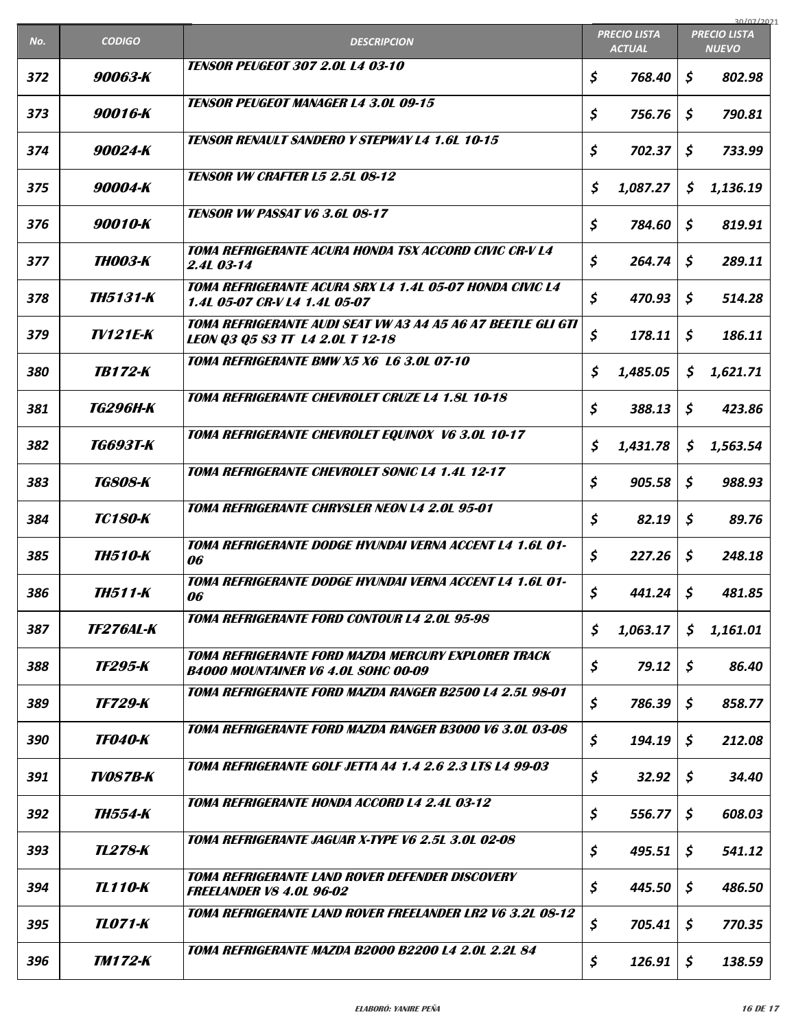| No. | CODIGO | DESCRIPCION | PRECIO LISTA ACTUAL | PRECIO LISTA NUEVO |
|---|---|---|---|---|
| 372 | 90063-K | TENSOR PEUGEOT 307 2.0L L4 03-10 | $ 768.40 | $ 802.98 |
| 373 | 90016-K | TENSOR PEUGEOT MANAGER L4 3.0L 09-15 | $ 756.76 | $ 790.81 |
| 374 | 90024-K | TENSOR RENAULT SANDERO Y STEPWAY L4 1.6L 10-15 | $ 702.37 | $ 733.99 |
| 375 | 90004-K | TENSOR VW CRAFTER L5 2.5L 08-12 | $ 1,087.27 | $ 1,136.19 |
| 376 | 90010-K | TENSOR VW PASSAT V6 3.6L 08-17 | $ 784.60 | $ 819.91 |
| 377 | TH003-K | TOMA REFRIGERANTE ACURA HONDA TSX ACCORD CIVIC CR-V L4 2.4L 03-14 | $ 264.74 | $ 289.11 |
| 378 | TH5131-K | TOMA REFRIGERANTE ACURA SRX L4 1.4L 05-07 HONDA CIVIC L4 1.4L 05-07 CR-V L4 1.4L 05-07 | $ 470.93 | $ 514.28 |
| 379 | TV121E-K | TOMA REFRIGERANTE AUDI SEAT VW A3 A4 A5 A6 A7 BEETLE GLI GTI LEON Q3 Q5 S3 TT L4 2.0L T 12-18 | $ 178.11 | $ 186.11 |
| 380 | TB172-K | TOMA REFRIGERANTE BMW X5 X6 L6 3.0L 07-10 | $ 1,485.05 | $ 1,621.71 |
| 381 | TG296H-K | TOMA REFRIGERANTE CHEVROLET CRUZE L4 1.8L 10-18 | $ 388.13 | $ 423.86 |
| 382 | TG693T-K | TOMA REFRIGERANTE CHEVROLET EQUINOX V6 3.0L 10-17 | $ 1,431.78 | $ 1,563.54 |
| 383 | TG808-K | TOMA REFRIGERANTE CHEVROLET SONIC L4 1.4L 12-17 | $ 905.58 | $ 988.93 |
| 384 | TC180-K | TOMA REFRIGERANTE CHRYSLER NEON L4 2.0L 95-01 | $ 82.19 | $ 89.76 |
| 385 | TH510-K | TOMA REFRIGERANTE DODGE HYUNDAI VERNA ACCENT L4 1.6L 01-06 | $ 227.26 | $ 248.18 |
| 386 | TH511-K | TOMA REFRIGERANTE DODGE HYUNDAI VERNA ACCENT L4 1.6L 01-06 | $ 441.24 | $ 481.85 |
| 387 | TF276AL-K | TOMA REFRIGERANTE FORD CONTOUR L4 2.0L 95-98 | $ 1,063.17 | $ 1,161.01 |
| 388 | TF295-K | TOMA REFRIGERANTE FORD MAZDA MERCURY EXPLORER TRACK B4000 MOUNTAINER V6 4.0L SOHC 00-09 | $ 79.12 | $ 86.40 |
| 389 | TF729-K | TOMA REFRIGERANTE FORD MAZDA RANGER B2500 L4 2.5L 98-01 | $ 786.39 | $ 858.77 |
| 390 | TF040-K | TOMA REFRIGERANTE FORD MAZDA RANGER B3000 V6 3.0L 03-08 | $ 194.19 | $ 212.08 |
| 391 | TV087B-K | TOMA REFRIGERANTE GOLF JETTA A4 1.4 2.6 2.3 LTS L4 99-03 | $ 32.92 | $ 34.40 |
| 392 | TH554-K | TOMA REFRIGERANTE HONDA ACCORD L4 2.4L 03-12 | $ 556.77 | $ 608.03 |
| 393 | TL278-K | TOMA REFRIGERANTE JAGUAR X-TYPE V6 2.5L 3.0L 02-08 | $ 495.51 | $ 541.12 |
| 394 | TL110-K | TOMA REFRIGERANTE LAND ROVER DEFENDER DISCOVERY FREELANDER V8 4.0L 96-02 | $ 445.50 | $ 486.50 |
| 395 | TL071-K | TOMA REFRIGERANTE LAND ROVER FREELANDER LR2 V6 3.2L 08-12 | $ 705.41 | $ 770.35 |
| 396 | TM172-K | TOMA REFRIGERANTE MAZDA B2000 B2200 L4 2.0L 2.2L 84 | $ 126.91 | $ 138.59 |

ELABORÓ: YANIRE PEÑA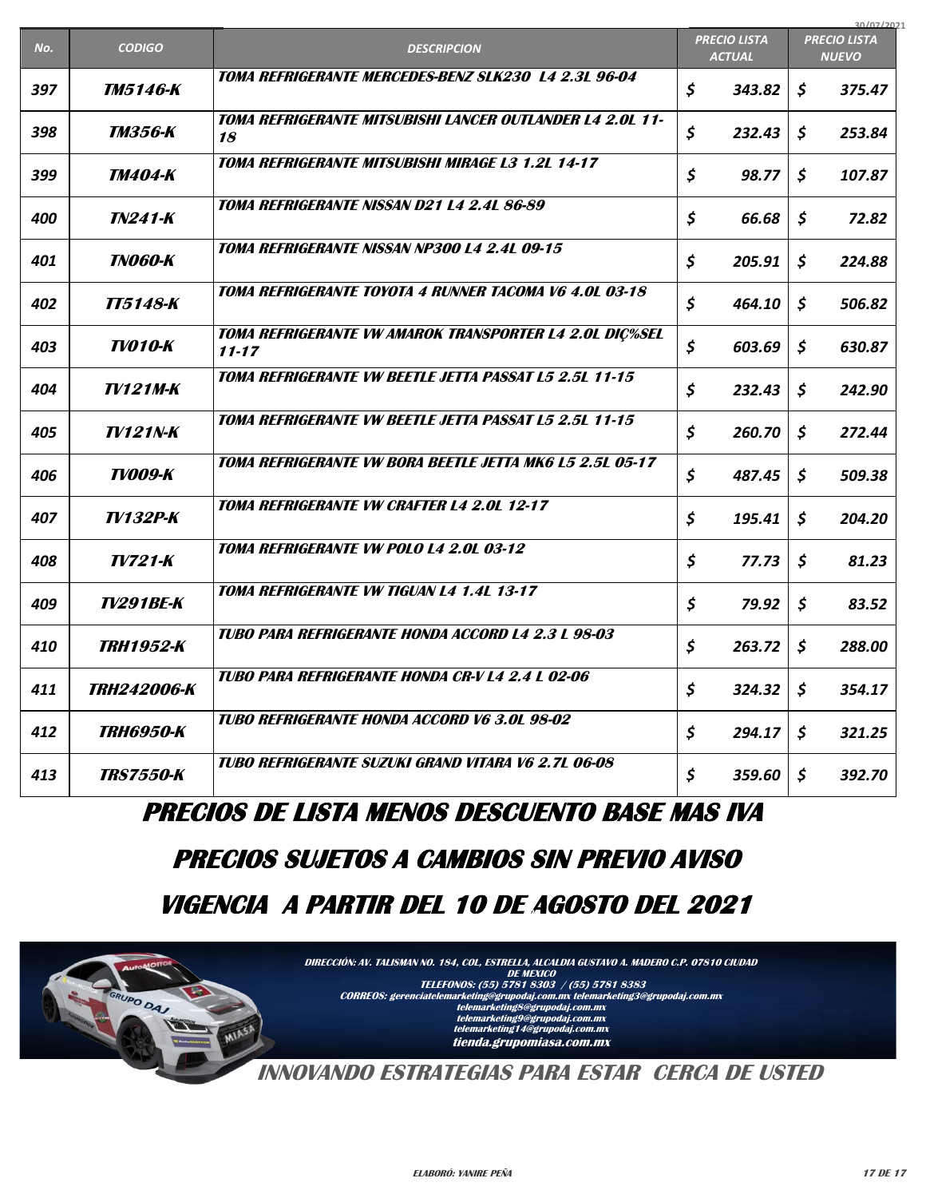| No. | CODIGO | DESCRIPCION | PRECIO LISTA ACTUAL | PRECIO LISTA NUEVO |
|---|---|---|---|---|
| 397 | TM5146-K | TOMA REFRIGERANTE MERCEDES-BENZ SLK230 L4 2.3L 96-04 | $ 343.82 | $ 375.47 |
| 398 | TM356-K | TOMA REFRIGERANTE MITSUBISHI LANCER OUTLANDER L4 2.0L 11-18 | $ 232.43 | $ 253.84 |
| 399 | TM404-K | TOMA REFRIGERANTE MITSUBISHI MIRAGE L3 1.2L 14-17 | $ 98.77 | $ 107.87 |
| 400 | TN241-K | TOMA REFRIGERANTE NISSAN D21 L4 2.4L 86-89 | $ 66.68 | $ 72.82 |
| 401 | TN060-K | TOMA REFRIGERANTE NISSAN NP300 L4 2.4L 09-15 | $ 205.91 | $ 224.88 |
| 402 | TT5148-K | TOMA REFRIGERANTE TOYOTA 4 RUNNER TACOMA V6 4.0L 03-18 | $ 464.10 | $ 506.82 |
| 403 | TV010-K | TOMA REFRIGERANTE VW AMAROK TRANSPORTER L4 2.0L DIÇ%SEL 11-17 | $ 603.69 | $ 630.87 |
| 404 | TV121M-K | TOMA REFRIGERANTE VW BEETLE JETTA PASSAT L5 2.5L 11-15 | $ 232.43 | $ 242.90 |
| 405 | TV121N-K | TOMA REFRIGERANTE VW BEETLE JETTA PASSAT L5 2.5L 11-15 | $ 260.70 | $ 272.44 |
| 406 | TV009-K | TOMA REFRIGERANTE VW BORA BEETLE JETTA MK6 L5 2.5L 05-17 | $ 487.45 | $ 509.38 |
| 407 | TV132P-K | TOMA REFRIGERANTE VW CRAFTER L4 2.0L 12-17 | $ 195.41 | $ 204.20 |
| 408 | TV721-K | TOMA REFRIGERANTE VW POLO L4 2.0L 03-12 | $ 77.73 | $ 81.23 |
| 409 | TV291BE-K | TOMA REFRIGERANTE VW TIGUAN L4 1.4L 13-17 | $ 79.92 | $ 83.52 |
| 410 | TRH1952-K | TUBO PARA REFRIGERANTE HONDA ACCORD L4 2.3 L 98-03 | $ 263.72 | $ 288.00 |
| 411 | TRH242006-K | TUBO PARA REFRIGERANTE HONDA CR-V L4 2.4 L 02-06 | $ 324.32 | $ 354.17 |
| 412 | TRH6950-K | TUBO REFRIGERANTE HONDA ACCORD V6 3.0L 98-02 | $ 294.17 | $ 321.25 |
| 413 | TRS7550-K | TUBO REFRIGERANTE SUZUKI GRAND VITARA V6 2.7L 06-08 | $ 359.60 | $ 392.70 |

**PRECIOS DE LISTA MENOS DESCUENTO BASE MAS IVA**

**PRECIOS SUJETOS A CAMBIOS SIN PREVIO AVISO**

**VIGENCIA A PARTIR DEL 10 DE AGOSTO DEL 2021**

DIRECCIÓN: AV. TALISMAN NO. 184, COL. ESTRELLA, ALCALDIA GUSTAVO A. MADERO C.P. 07810 CIUDAD DE MEXICO
TELEFONOS: (55) 5781 8303 / (55) 5781 8383
CORREOS: gerenciatelemarketing@grupodaj.com.mx telemarketing3@grupodaj.com.mx
telemarketing8@grupodaj.com.mx
telemarketing9@grupodaj.com.mx
telemarketing14@grupodaj.com.mx
tienda.grupomiasa.com.mx

**INNOVANDO ESTRATEGIAS PARA ESTAR CERCA DE USTED**

ELABORÓ: YANIRE PEÑA